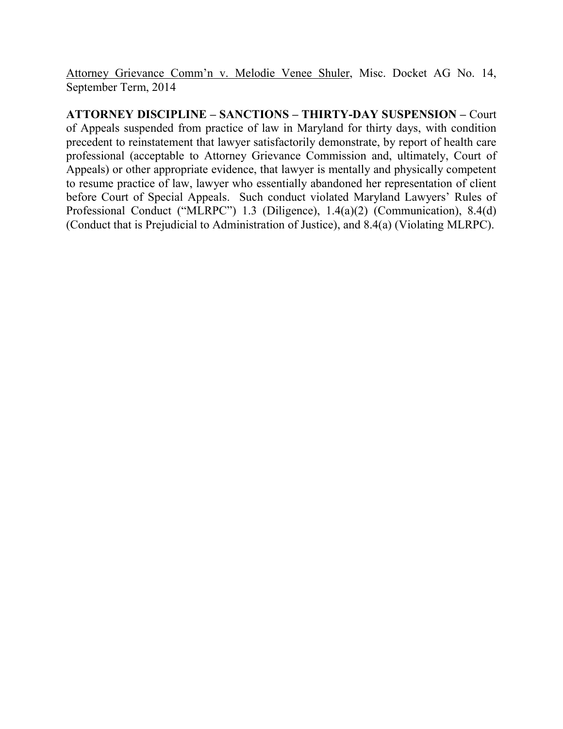<u>Attorney Grievance Comm'n v. Melodie Venee Shuler</u>, Misc. Docket AG No. 14, September Term, 2014

**ATTORNEY DISCIPLINE – SANCTIONS – THIRTY-DAY SUSPENSION –** Court of Appeals suspended from practice of law in Maryland for thirty days, with condition precedent to reinstatement that lawyer satisfactorily demonstrate, by report of health care professional (acceptable to Attorney Grievance Commission and, ultimately, Court of Appeals) or other appropriate evidence, that lawyer is mentally and physically competent to resume practice of law, lawyer who essentially abandoned her representation of client before Court of Special Appeals. Such conduct violated Maryland Lawyers' Rules of Professional Conduct ("MLRPC") 1.3 (Diligence), 1.4(a)(2) (Communication), 8.4(d) (Conduct that is Prejudicial to Administration of Justice), and 8.4(a) (Violating MLRPC).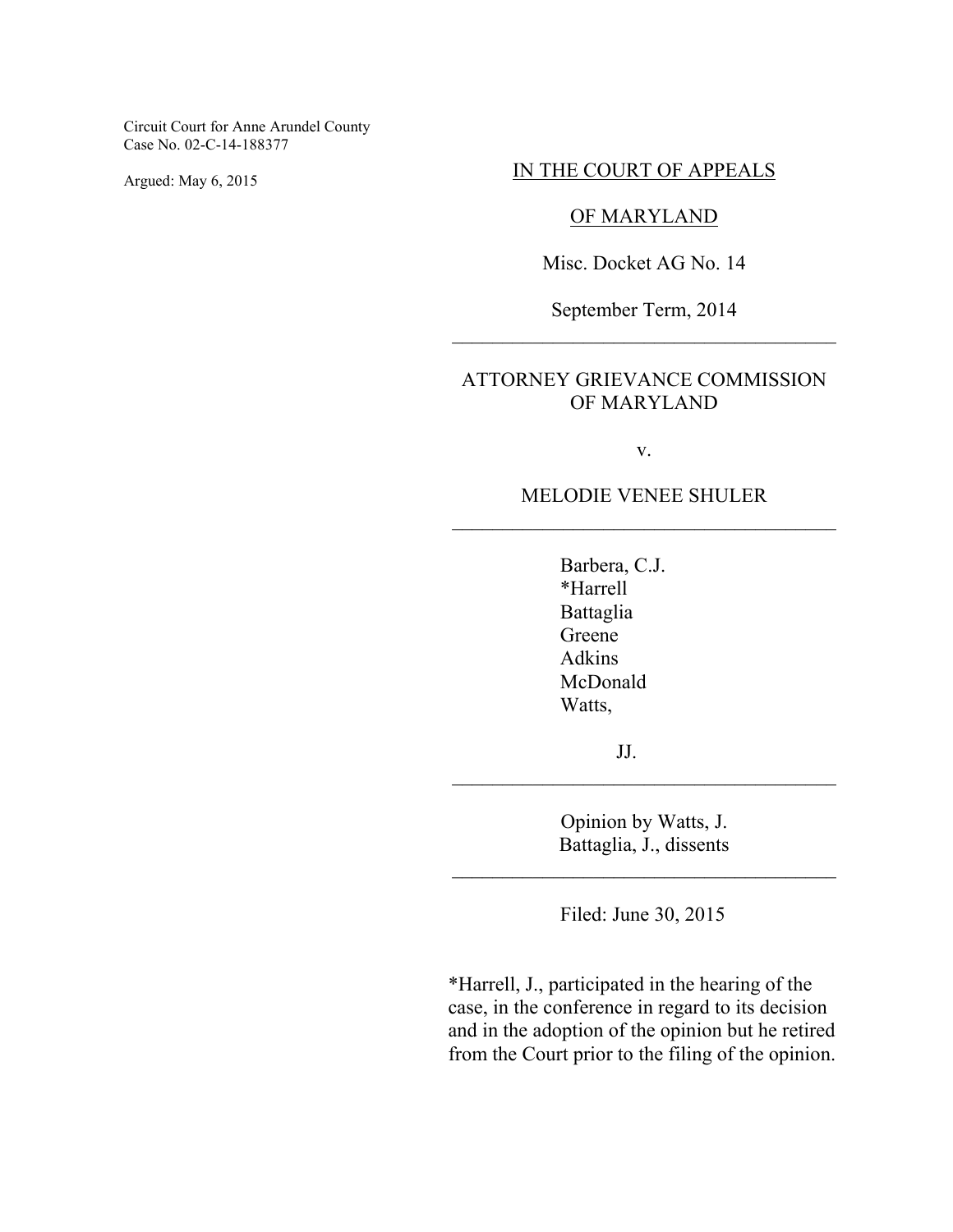Circuit Court for Anne Arundel County
Case No. 02-C-14-188377

Argued: May 6, 2015

IN THE COURT OF APPEALS

OF MARYLAND

Misc. Docket AG No. 14

September Term, 2014

---

ATTORNEY GRIEVANCE COMMISSION OF MARYLAND

v.

MELODIE VENEE SHULER

---

Barbera, C.J.
*Harrell
Battaglia
Greene
Adkins
McDonald
Watts,

JJ.

---

Opinion by Watts, J.
Battaglia, J., dissents

---

Filed: June 30, 2015

*Harrell, J., participated in the hearing of the case, in the conference in regard to its decision and in the adoption of the opinion but he retired from the Court prior to the filing of the opinion.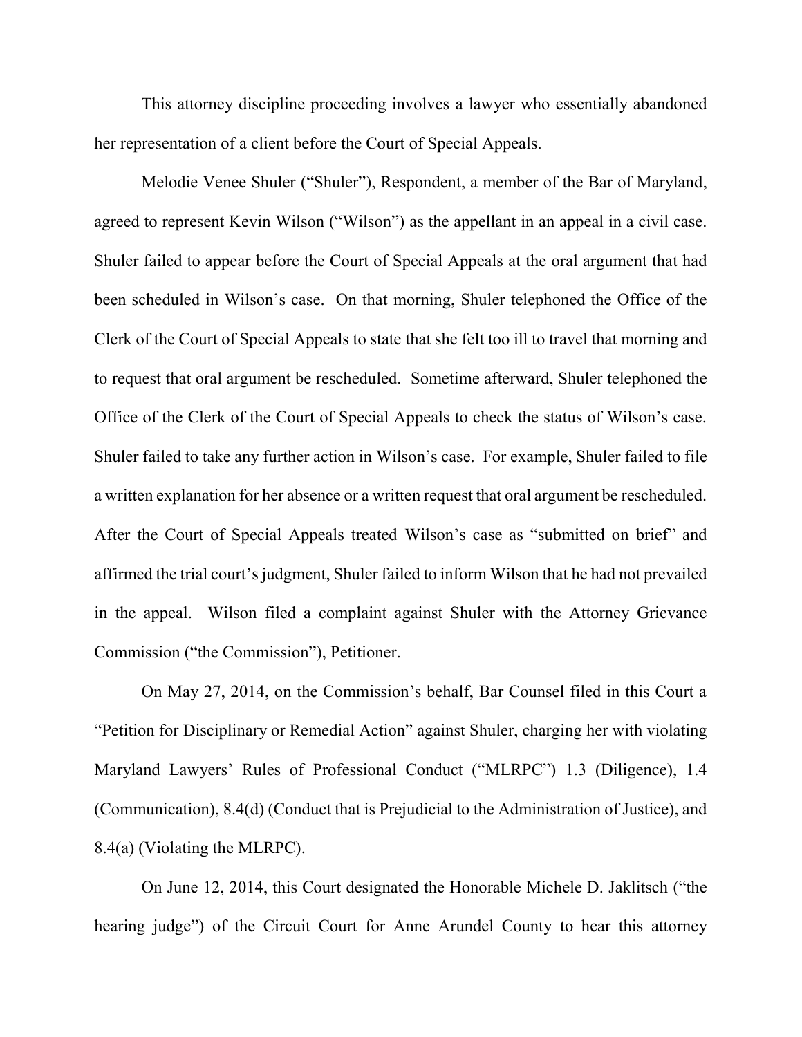This attorney discipline proceeding involves a lawyer who essentially abandoned her representation of a client before the Court of Special Appeals.

Melodie Venee Shuler ("Shuler"), Respondent, a member of the Bar of Maryland, agreed to represent Kevin Wilson ("Wilson") as the appellant in an appeal in a civil case. Shuler failed to appear before the Court of Special Appeals at the oral argument that had been scheduled in Wilson's case. On that morning, Shuler telephoned the Office of the Clerk of the Court of Special Appeals to state that she felt too ill to travel that morning and to request that oral argument be rescheduled. Sometime afterward, Shuler telephoned the Office of the Clerk of the Court of Special Appeals to check the status of Wilson's case. Shuler failed to take any further action in Wilson's case. For example, Shuler failed to file a written explanation for her absence or a written request that oral argument be rescheduled. After the Court of Special Appeals treated Wilson's case as "submitted on brief" and affirmed the trial court's judgment, Shuler failed to inform Wilson that he had not prevailed in the appeal. Wilson filed a complaint against Shuler with the Attorney Grievance Commission ("the Commission"), Petitioner.

On May 27, 2014, on the Commission's behalf, Bar Counsel filed in this Court a "Petition for Disciplinary or Remedial Action" against Shuler, charging her with violating Maryland Lawyers' Rules of Professional Conduct ("MLRPC") 1.3 (Diligence), 1.4 (Communication), 8.4(d) (Conduct that is Prejudicial to the Administration of Justice), and 8.4(a) (Violating the MLRPC).

On June 12, 2014, this Court designated the Honorable Michele D. Jaklitsch ("the hearing judge") of the Circuit Court for Anne Arundel County to hear this attorney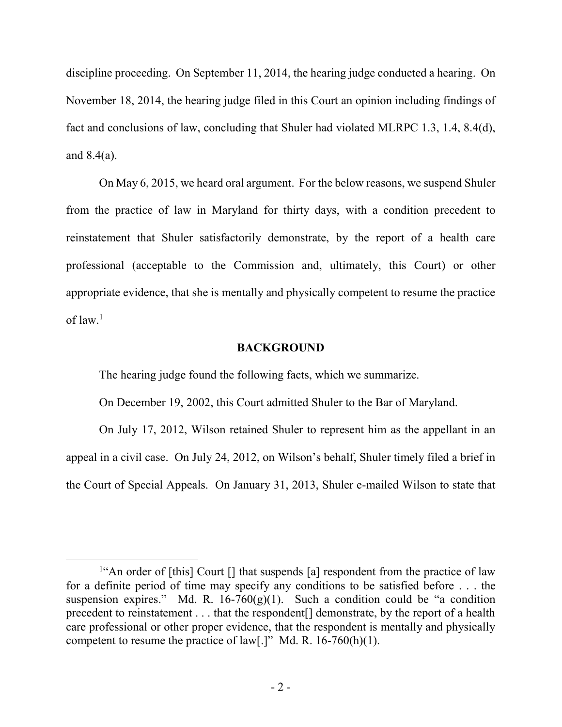discipline proceeding. On September 11, 2014, the hearing judge conducted a hearing. On November 18, 2014, the hearing judge filed in this Court an opinion including findings of fact and conclusions of law, concluding that Shuler had violated MLRPC 1.3, 1.4, 8.4(d), and 8.4(a).

On May 6, 2015, we heard oral argument. For the below reasons, we suspend Shuler from the practice of law in Maryland for thirty days, with a condition precedent to reinstatement that Shuler satisfactorily demonstrate, by the report of a health care professional (acceptable to the Commission and, ultimately, this Court) or other appropriate evidence, that she is mentally and physically competent to resume the practice of law.[1]

## BACKGROUND

The hearing judge found the following facts, which we summarize.

On December 19, 2002, this Court admitted Shuler to the Bar of Maryland.

On July 17, 2012, Wilson retained Shuler to represent him as the appellant in an appeal in a civil case. On July 24, 2012, on Wilson's behalf, Shuler timely filed a brief in the Court of Special Appeals. On January 31, 2013, Shuler e-mailed Wilson to state that

---

[1]"An order of [this] Court [] that suspends [a] respondent from the practice of law for a definite period of time may specify any conditions to be satisfied before . . . the suspension expires." Md. R. 16-760(g)(1). Such a condition could be "a condition precedent to reinstatement . . . that the respondent[] demonstrate, by the report of a health care professional or other proper evidence, that the respondent is mentally and physically competent to resume the practice of law[.]" Md. R. 16-760(h)(1).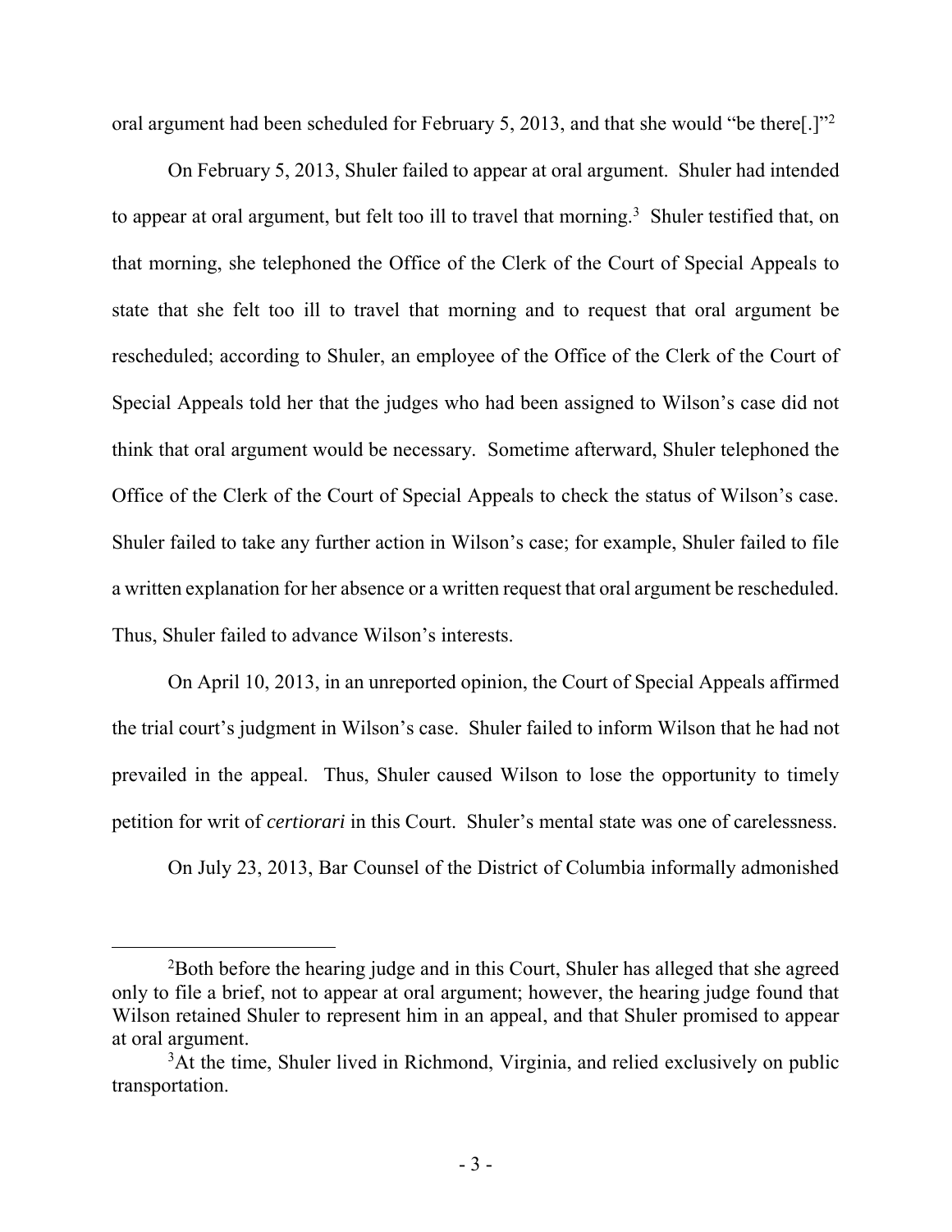oral argument had been scheduled for February 5, 2013, and that she would "be there[.]"[2]

On February 5, 2013, Shuler failed to appear at oral argument. Shuler had intended to appear at oral argument, but felt too ill to travel that morning.[3] Shuler testified that, on that morning, she telephoned the Office of the Clerk of the Court of Special Appeals to state that she felt too ill to travel that morning and to request that oral argument be rescheduled; according to Shuler, an employee of the Office of the Clerk of the Court of Special Appeals told her that the judges who had been assigned to Wilson's case did not think that oral argument would be necessary. Sometime afterward, Shuler telephoned the Office of the Clerk of the Court of Special Appeals to check the status of Wilson's case. Shuler failed to take any further action in Wilson's case; for example, Shuler failed to file a written explanation for her absence or a written request that oral argument be rescheduled. Thus, Shuler failed to advance Wilson's interests.

On April 10, 2013, in an unreported opinion, the Court of Special Appeals affirmed the trial court's judgment in Wilson's case. Shuler failed to inform Wilson that he had not prevailed in the appeal. Thus, Shuler caused Wilson to lose the opportunity to timely petition for writ of *certiorari* in this Court. Shuler's mental state was one of carelessness.

On July 23, 2013, Bar Counsel of the District of Columbia informally admonished

---

[2]Both before the hearing judge and in this Court, Shuler has alleged that she agreed only to file a brief, not to appear at oral argument; however, the hearing judge found that Wilson retained Shuler to represent him in an appeal, and that Shuler promised to appear at oral argument.

[3]At the time, Shuler lived in Richmond, Virginia, and relied exclusively on public transportation.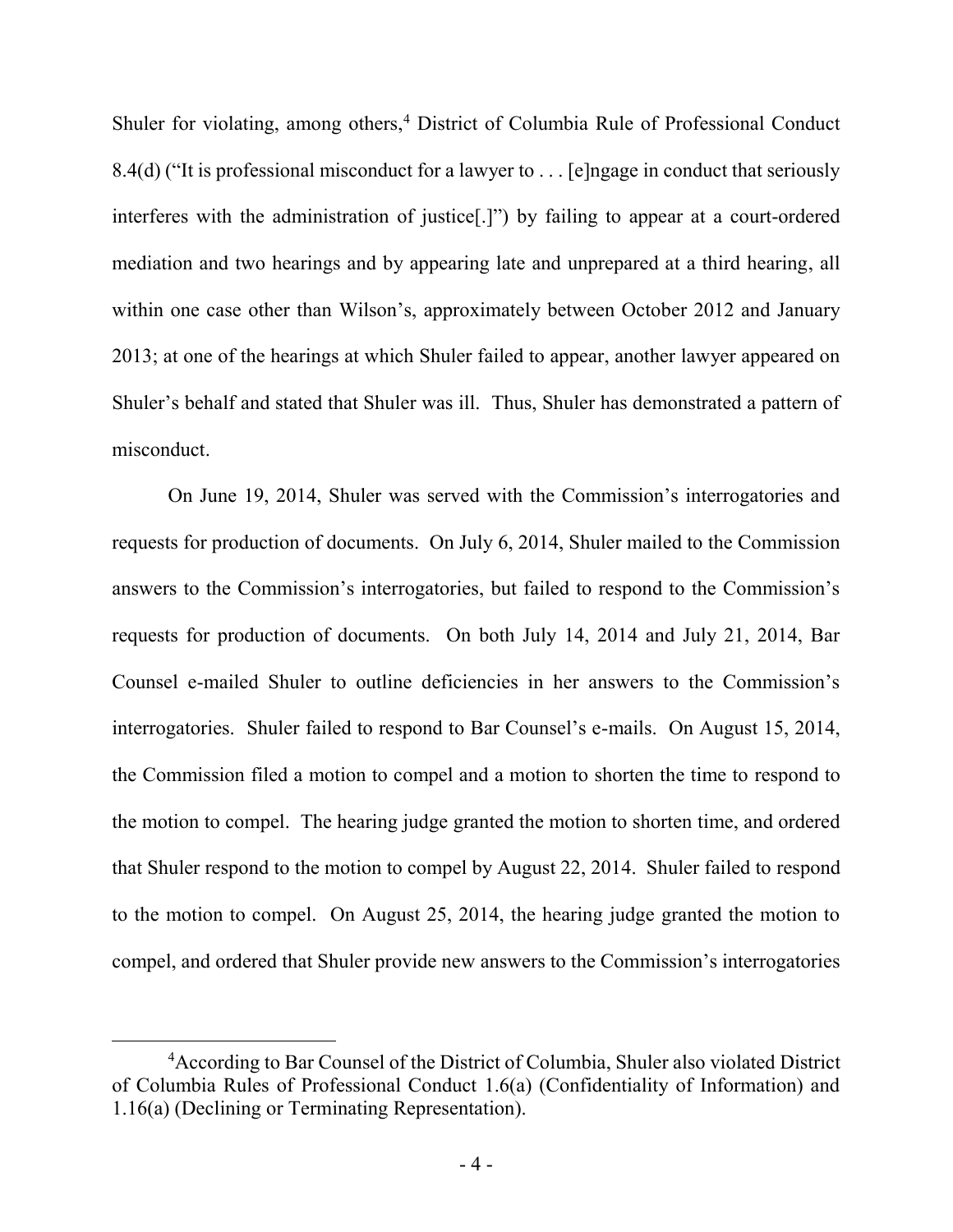Shuler for violating, among others,[4] District of Columbia Rule of Professional Conduct 8.4(d) ("It is professional misconduct for a lawyer to . . . [e]ngage in conduct that seriously interferes with the administration of justice[.]") by failing to appear at a court-ordered mediation and two hearings and by appearing late and unprepared at a third hearing, all within one case other than Wilson's, approximately between October 2012 and January 2013; at one of the hearings at which Shuler failed to appear, another lawyer appeared on Shuler's behalf and stated that Shuler was ill. Thus, Shuler has demonstrated a pattern of misconduct.

On June 19, 2014, Shuler was served with the Commission's interrogatories and requests for production of documents. On July 6, 2014, Shuler mailed to the Commission answers to the Commission's interrogatories, but failed to respond to the Commission's requests for production of documents. On both July 14, 2014 and July 21, 2014, Bar Counsel e-mailed Shuler to outline deficiencies in her answers to the Commission's interrogatories. Shuler failed to respond to Bar Counsel's e-mails. On August 15, 2014, the Commission filed a motion to compel and a motion to shorten the time to respond to the motion to compel. The hearing judge granted the motion to shorten time, and ordered that Shuler respond to the motion to compel by August 22, 2014. Shuler failed to respond to the motion to compel. On August 25, 2014, the hearing judge granted the motion to compel, and ordered that Shuler provide new answers to the Commission's interrogatories

[4] According to Bar Counsel of the District of Columbia, Shuler also violated District of Columbia Rules of Professional Conduct 1.6(a) (Confidentiality of Information) and 1.16(a) (Declining or Terminating Representation).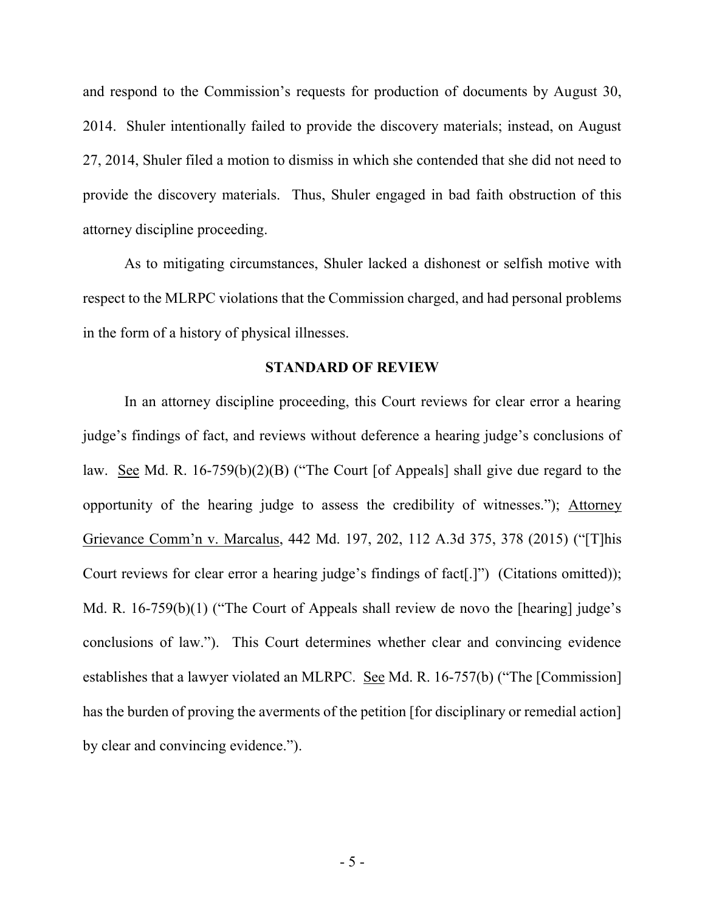and respond to the Commission's requests for production of documents by August 30, 2014. Shuler intentionally failed to provide the discovery materials; instead, on August 27, 2014, Shuler filed a motion to dismiss in which she contended that she did not need to provide the discovery materials. Thus, Shuler engaged in bad faith obstruction of this attorney discipline proceeding.

As to mitigating circumstances, Shuler lacked a dishonest or selfish motive with respect to the MLRPC violations that the Commission charged, and had personal problems in the form of a history of physical illnesses.

## STANDARD OF REVIEW

In an attorney discipline proceeding, this Court reviews for clear error a hearing judge's findings of fact, and reviews without deference a hearing judge's conclusions of law. See Md. R. 16-759(b)(2)(B) ("The Court [of Appeals] shall give due regard to the opportunity of the hearing judge to assess the credibility of witnesses."); Attorney Grievance Comm'n v. Marcalus, 442 Md. 197, 202, 112 A.3d 375, 378 (2015) ("[T]his Court reviews for clear error a hearing judge's findings of fact[.]") (Citations omitted)); Md. R. 16-759(b)(1) ("The Court of Appeals shall review de novo the [hearing] judge's conclusions of law."). This Court determines whether clear and convincing evidence establishes that a lawyer violated an MLRPC. See Md. R. 16-757(b) ("The [Commission] has the burden of proving the averments of the petition [for disciplinary or remedial action] by clear and convincing evidence.").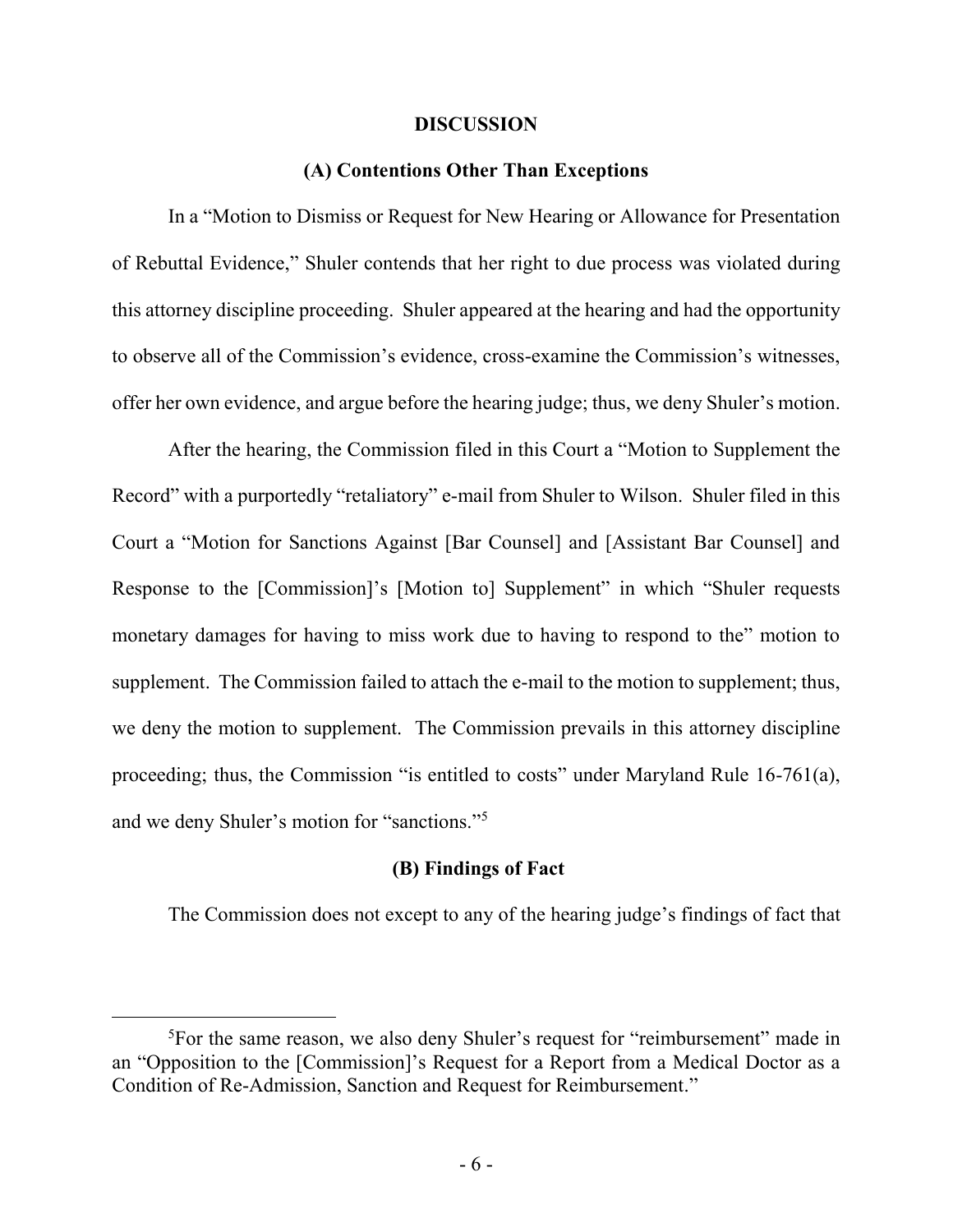## DISCUSSION

### (A) Contentions Other Than Exceptions

In a "Motion to Dismiss or Request for New Hearing or Allowance for Presentation of Rebuttal Evidence," Shuler contends that her right to due process was violated during this attorney discipline proceeding. Shuler appeared at the hearing and had the opportunity to observe all of the Commission's evidence, cross-examine the Commission's witnesses, offer her own evidence, and argue before the hearing judge; thus, we deny Shuler's motion.

After the hearing, the Commission filed in this Court a "Motion to Supplement the Record" with a purportedly "retaliatory" e-mail from Shuler to Wilson. Shuler filed in this Court a "Motion for Sanctions Against [Bar Counsel] and [Assistant Bar Counsel] and Response to the [Commission]'s [Motion to] Supplement" in which "Shuler requests monetary damages for having to miss work due to having to respond to the" motion to supplement. The Commission failed to attach the e-mail to the motion to supplement; thus, we deny the motion to supplement. The Commission prevails in this attorney discipline proceeding; thus, the Commission "is entitled to costs" under Maryland Rule 16-761(a), and we deny Shuler's motion for "sanctions."[5]

### (B) Findings of Fact

The Commission does not except to any of the hearing judge's findings of fact that

[5]For the same reason, we also deny Shuler's request for "reimbursement" made in an "Opposition to the [Commission]'s Request for a Report from a Medical Doctor as a Condition of Re-Admission, Sanction and Request for Reimbursement."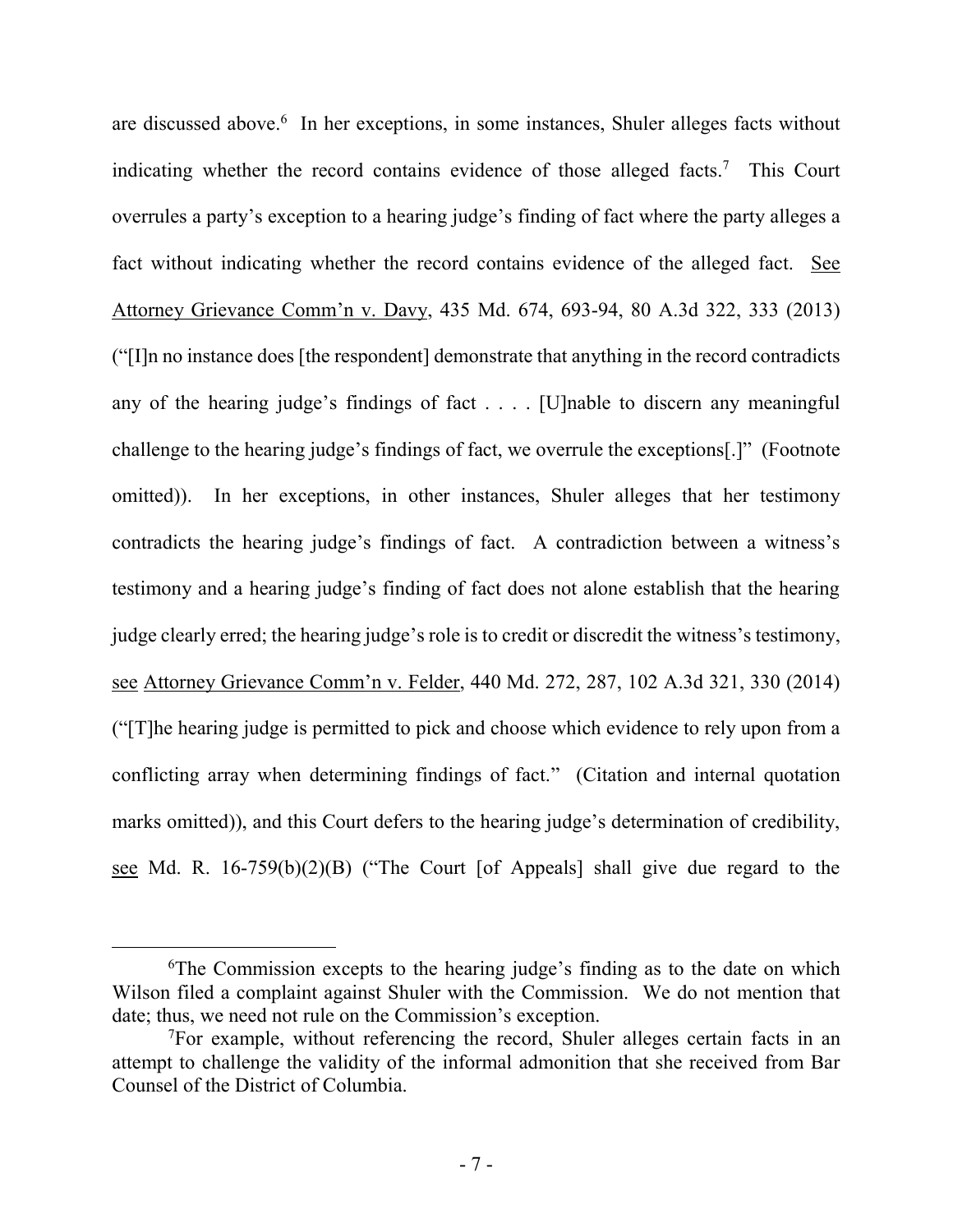are discussed above.[6] In her exceptions, in some instances, Shuler alleges facts without indicating whether the record contains evidence of those alleged facts.[7] This Court overrules a party's exception to a hearing judge's finding of fact where the party alleges a fact without indicating whether the record contains evidence of the alleged fact. See Attorney Grievance Comm'n v. Davy, 435 Md. 674, 693-94, 80 A.3d 322, 333 (2013) ("[I]n no instance does [the respondent] demonstrate that anything in the record contradicts any of the hearing judge's findings of fact . . . . [U]nable to discern any meaningful challenge to the hearing judge's findings of fact, we overrule the exceptions[.]" (Footnote omitted)). In her exceptions, in other instances, Shuler alleges that her testimony contradicts the hearing judge's findings of fact. A contradiction between a witness's testimony and a hearing judge's finding of fact does not alone establish that the hearing judge clearly erred; the hearing judge's role is to credit or discredit the witness's testimony, see Attorney Grievance Comm'n v. Felder, 440 Md. 272, 287, 102 A.3d 321, 330 (2014) ("[T]he hearing judge is permitted to pick and choose which evidence to rely upon from a conflicting array when determining findings of fact." (Citation and internal quotation marks omitted)), and this Court defers to the hearing judge's determination of credibility, see Md. R. 16-759(b)(2)(B) ("The Court [of Appeals] shall give due regard to the

---

[6]The Commission excepts to the hearing judge's finding as to the date on which Wilson filed a complaint against Shuler with the Commission. We do not mention that date; thus, we need not rule on the Commission's exception.

[7]For example, without referencing the record, Shuler alleges certain facts in an attempt to challenge the validity of the informal admonition that she received from Bar Counsel of the District of Columbia.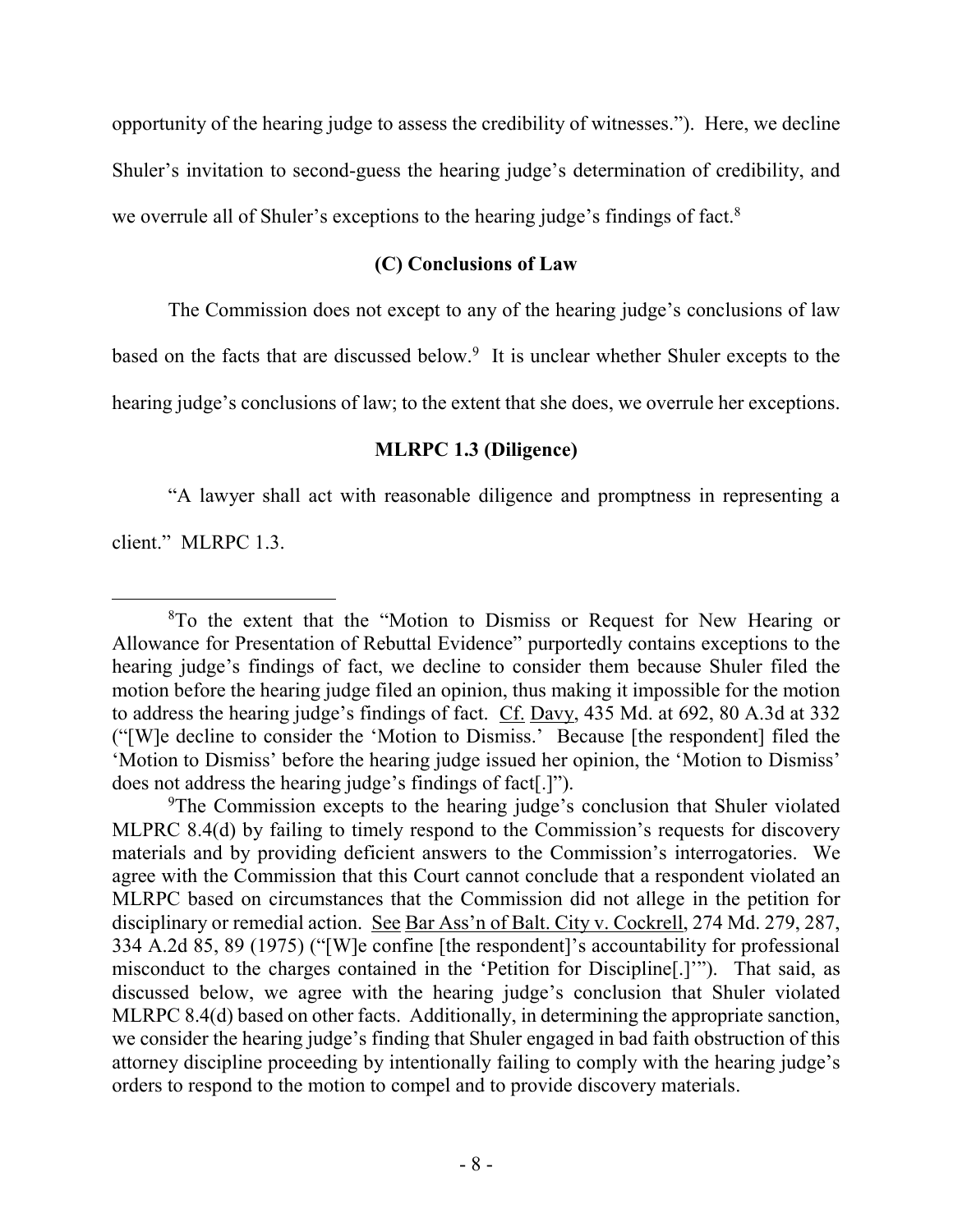opportunity of the hearing judge to assess the credibility of witnesses."). Here, we decline Shuler's invitation to second-guess the hearing judge's determination of credibility, and we overrule all of Shuler's exceptions to the hearing judge's findings of fact.[8]

**(C) Conclusions of Law**

The Commission does not except to any of the hearing judge's conclusions of law based on the facts that are discussed below.[9] It is unclear whether Shuler excepts to the hearing judge's conclusions of law; to the extent that she does, we overrule her exceptions.

**MLRPC 1.3 (Diligence)**

"A lawyer shall act with reasonable diligence and promptness in representing a client." MLRPC 1.3.

---

[8]To the extent that the "Motion to Dismiss or Request for New Hearing or Allowance for Presentation of Rebuttal Evidence" purportedly contains exceptions to the hearing judge's findings of fact, we decline to consider them because Shuler filed the motion before the hearing judge filed an opinion, thus making it impossible for the motion to address the hearing judge's findings of fact. Cf. Davy, 435 Md. at 692, 80 A.3d at 332 ("[W]e decline to consider the 'Motion to Dismiss.' Because [the respondent] filed the 'Motion to Dismiss' before the hearing judge issued her opinion, the 'Motion to Dismiss' does not address the hearing judge's findings of fact[.]").

[9]The Commission excepts to the hearing judge's conclusion that Shuler violated MLPRC 8.4(d) by failing to timely respond to the Commission's requests for discovery materials and by providing deficient answers to the Commission's interrogatories. We agree with the Commission that this Court cannot conclude that a respondent violated an MLRPC based on circumstances that the Commission did not allege in the petition for disciplinary or remedial action. See Bar Ass'n of Balt. City v. Cockrell, 274 Md. 279, 287, 334 A.2d 85, 89 (1975) ("[W]e confine [the respondent]'s accountability for professional misconduct to the charges contained in the 'Petition for Discipline[.]'"). That said, as discussed below, we agree with the hearing judge's conclusion that Shuler violated MLRPC 8.4(d) based on other facts. Additionally, in determining the appropriate sanction, we consider the hearing judge's finding that Shuler engaged in bad faith obstruction of this attorney discipline proceeding by intentionally failing to comply with the hearing judge's orders to respond to the motion to compel and to provide discovery materials.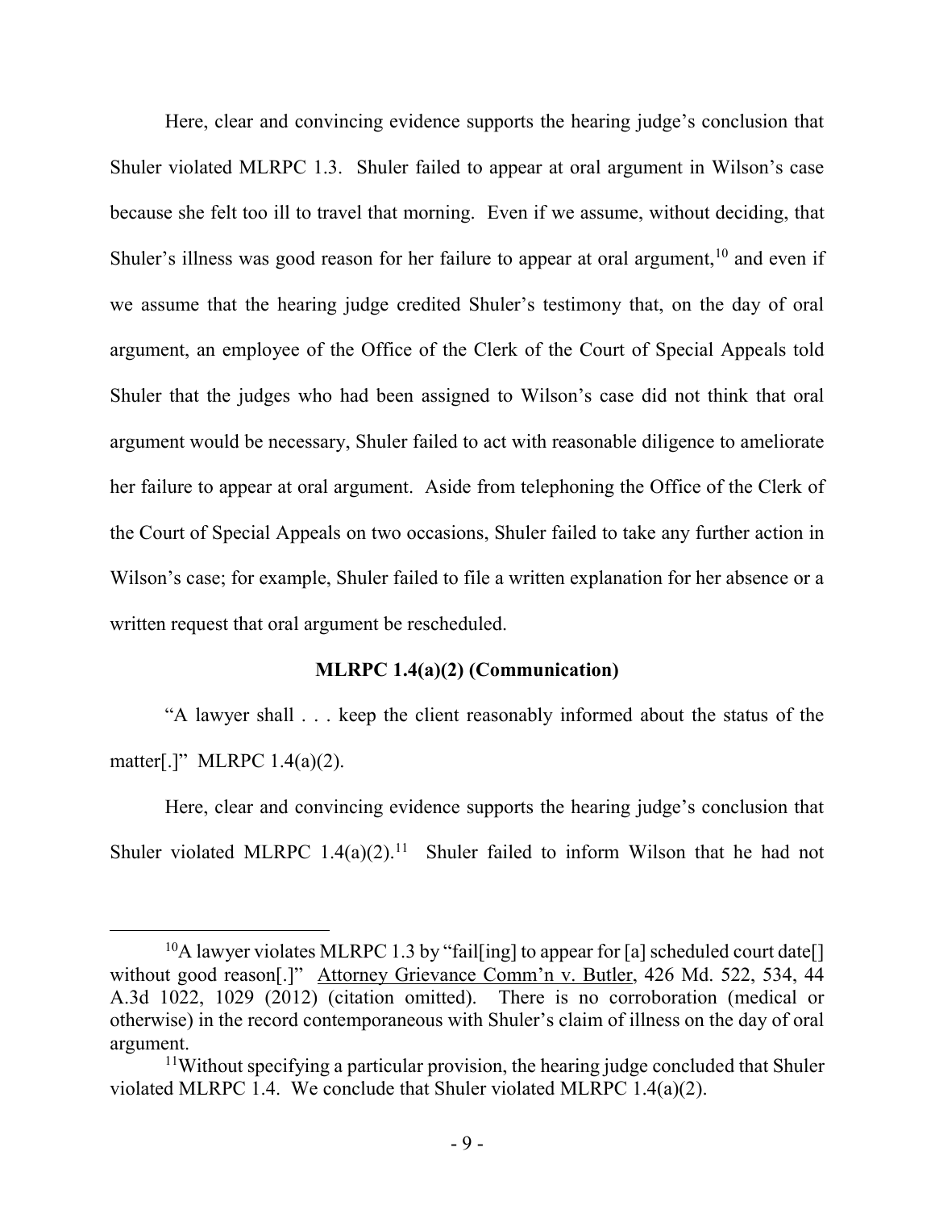Here, clear and convincing evidence supports the hearing judge's conclusion that Shuler violated MLRPC 1.3. Shuler failed to appear at oral argument in Wilson's case because she felt too ill to travel that morning. Even if we assume, without deciding, that Shuler's illness was good reason for her failure to appear at oral argument,[10] and even if we assume that the hearing judge credited Shuler's testimony that, on the day of oral argument, an employee of the Office of the Clerk of the Court of Special Appeals told Shuler that the judges who had been assigned to Wilson's case did not think that oral argument would be necessary, Shuler failed to act with reasonable diligence to ameliorate her failure to appear at oral argument. Aside from telephoning the Office of the Clerk of the Court of Special Appeals on two occasions, Shuler failed to take any further action in Wilson's case; for example, Shuler failed to file a written explanation for her absence or a written request that oral argument be rescheduled.

**MLRPC 1.4(a)(2) (Communication)**

"A lawyer shall . . . keep the client reasonably informed about the status of the matter[.]" MLRPC 1.4(a)(2).

Here, clear and convincing evidence supports the hearing judge's conclusion that Shuler violated MLRPC 1.4(a)(2).[11] Shuler failed to inform Wilson that he had not

[10] A lawyer violates MLRPC 1.3 by "fail[ing] to appear for [a] scheduled court date[] without good reason[.]" Attorney Grievance Comm'n v. Butler, 426 Md. 522, 534, 44 A.3d 1022, 1029 (2012) (citation omitted). There is no corroboration (medical or otherwise) in the record contemporaneous with Shuler's claim of illness on the day of oral argument.

[11] Without specifying a particular provision, the hearing judge concluded that Shuler violated MLRPC 1.4. We conclude that Shuler violated MLRPC 1.4(a)(2).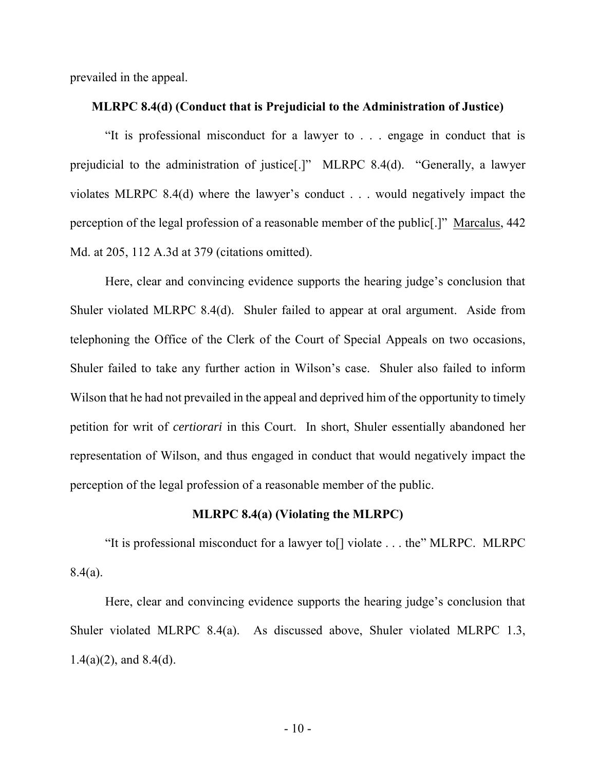prevailed in the appeal.

**MLRPC 8.4(d) (Conduct that is Prejudicial to the Administration of Justice)**

"It is professional misconduct for a lawyer to . . . engage in conduct that is prejudicial to the administration of justice[.]" MLRPC 8.4(d). "Generally, a lawyer violates MLRPC 8.4(d) where the lawyer's conduct . . . would negatively impact the perception of the legal profession of a reasonable member of the public[.]" Marcalus, 442 Md. at 205, 112 A.3d at 379 (citations omitted).

Here, clear and convincing evidence supports the hearing judge's conclusion that Shuler violated MLRPC 8.4(d). Shuler failed to appear at oral argument. Aside from telephoning the Office of the Clerk of the Court of Special Appeals on two occasions, Shuler failed to take any further action in Wilson's case. Shuler also failed to inform Wilson that he had not prevailed in the appeal and deprived him of the opportunity to timely petition for writ of *certiorari* in this Court. In short, Shuler essentially abandoned her representation of Wilson, and thus engaged in conduct that would negatively impact the perception of the legal profession of a reasonable member of the public.

**MLRPC 8.4(a) (Violating the MLRPC)**

"It is professional misconduct for a lawyer to[] violate . . . the" MLRPC. MLRPC 8.4(a).

Here, clear and convincing evidence supports the hearing judge's conclusion that Shuler violated MLRPC 8.4(a). As discussed above, Shuler violated MLRPC 1.3, 1.4(a)(2), and 8.4(d).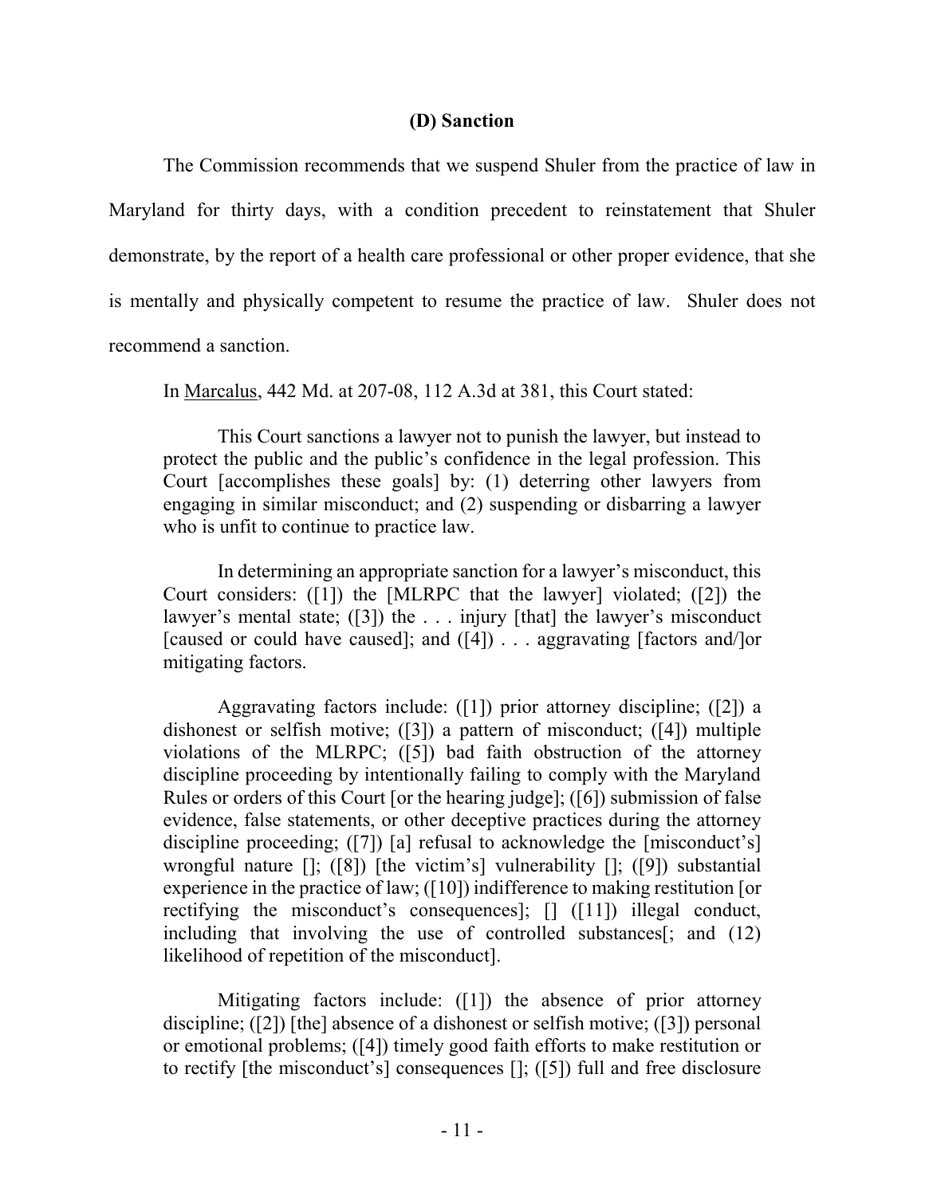### (D) Sanction

The Commission recommends that we suspend Shuler from the practice of law in Maryland for thirty days, with a condition precedent to reinstatement that Shuler demonstrate, by the report of a health care professional or other proper evidence, that she is mentally and physically competent to resume the practice of law. Shuler does not recommend a sanction.

In Marcalus, 442 Md. at 207-08, 112 A.3d at 381, this Court stated:

> This Court sanctions a lawyer not to punish the lawyer, but instead to protect the public and the public's confidence in the legal profession. This Court [accomplishes these goals] by: (1) deterring other lawyers from engaging in similar misconduct; and (2) suspending or disbarring a lawyer who is unfit to continue to practice law.
>
> In determining an appropriate sanction for a lawyer's misconduct, this Court considers: ([1]) the [MLRPC that the lawyer] violated; ([2]) the lawyer's mental state; ([3]) the . . . injury [that] the lawyer's misconduct [caused or could have caused]; and ([4]) . . . aggravating [factors and/]or mitigating factors.
>
> Aggravating factors include: ([1]) prior attorney discipline; ([2]) a dishonest or selfish motive; ([3]) a pattern of misconduct; ([4]) multiple violations of the MLRPC; ([5]) bad faith obstruction of the attorney discipline proceeding by intentionally failing to comply with the Maryland Rules or orders of this Court [or the hearing judge]; ([6]) submission of false evidence, false statements, or other deceptive practices during the attorney discipline proceeding; ([7]) [a] refusal to acknowledge the [misconduct's] wrongful nature []; ([8]) [the victim's] vulnerability []; ([9]) substantial experience in the practice of law; ([10]) indifference to making restitution [or rectifying the misconduct's consequences]; [] ([11]) illegal conduct, including that involving the use of controlled substances[; and (12) likelihood of repetition of the misconduct].
>
> Mitigating factors include: ([1]) the absence of prior attorney discipline; ([2]) [the] absence of a dishonest or selfish motive; ([3]) personal or emotional problems; ([4]) timely good faith efforts to make restitution or to rectify [the misconduct's] consequences []; ([5]) full and free disclosure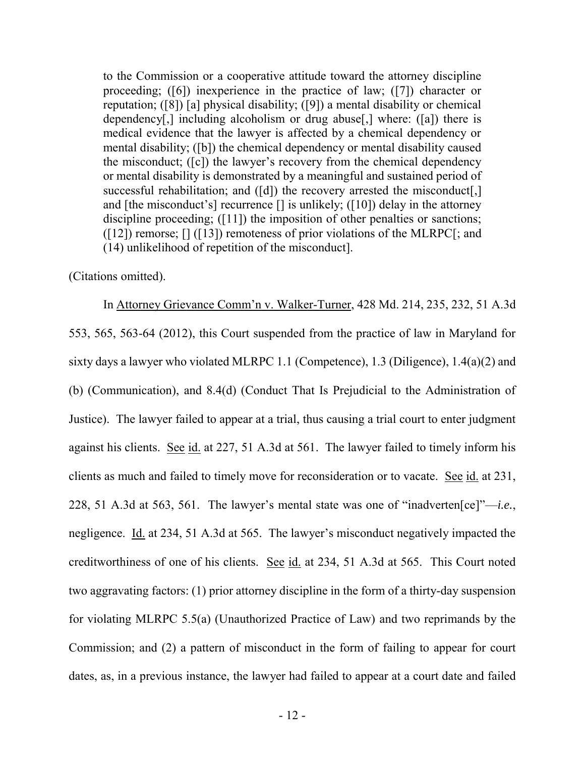> to the Commission or a cooperative attitude toward the attorney discipline proceeding; ([6]) inexperience in the practice of law; ([7]) character or reputation; ([8]) [a] physical disability; ([9]) a mental disability or chemical dependency[,] including alcoholism or drug abuse[,] where: ([a]) there is medical evidence that the lawyer is affected by a chemical dependency or mental disability; ([b]) the chemical dependency or mental disability caused the misconduct; ([c]) the lawyer's recovery from the chemical dependency or mental disability is demonstrated by a meaningful and sustained period of successful rehabilitation; and ([d]) the recovery arrested the misconduct[,] and [the misconduct's] recurrence [] is unlikely; ([10]) delay in the attorney discipline proceeding; ([11]) the imposition of other penalties or sanctions; ([12]) remorse; [] ([13]) remoteness of prior violations of the MLRPC[; and (14) unlikelihood of repetition of the misconduct].

(Citations omitted).

In Attorney Grievance Comm'n v. Walker-Turner, 428 Md. 214, 235, 232, 51 A.3d 553, 565, 563-64 (2012), this Court suspended from the practice of law in Maryland for sixty days a lawyer who violated MLRPC 1.1 (Competence), 1.3 (Diligence), 1.4(a)(2) and (b) (Communication), and 8.4(d) (Conduct That Is Prejudicial to the Administration of Justice). The lawyer failed to appear at a trial, thus causing a trial court to enter judgment against his clients. See id. at 227, 51 A.3d at 561. The lawyer failed to timely inform his clients as much and failed to timely move for reconsideration or to vacate. See id. at 231, 228, 51 A.3d at 563, 561. The lawyer's mental state was one of "inadverten[ce]"—*i.e.*, negligence. Id. at 234, 51 A.3d at 565. The lawyer's misconduct negatively impacted the creditworthiness of one of his clients. See id. at 234, 51 A.3d at 565. This Court noted two aggravating factors: (1) prior attorney discipline in the form of a thirty-day suspension for violating MLRPC 5.5(a) (Unauthorized Practice of Law) and two reprimands by the Commission; and (2) a pattern of misconduct in the form of failing to appear for court dates, as, in a previous instance, the lawyer had failed to appear at a court date and failed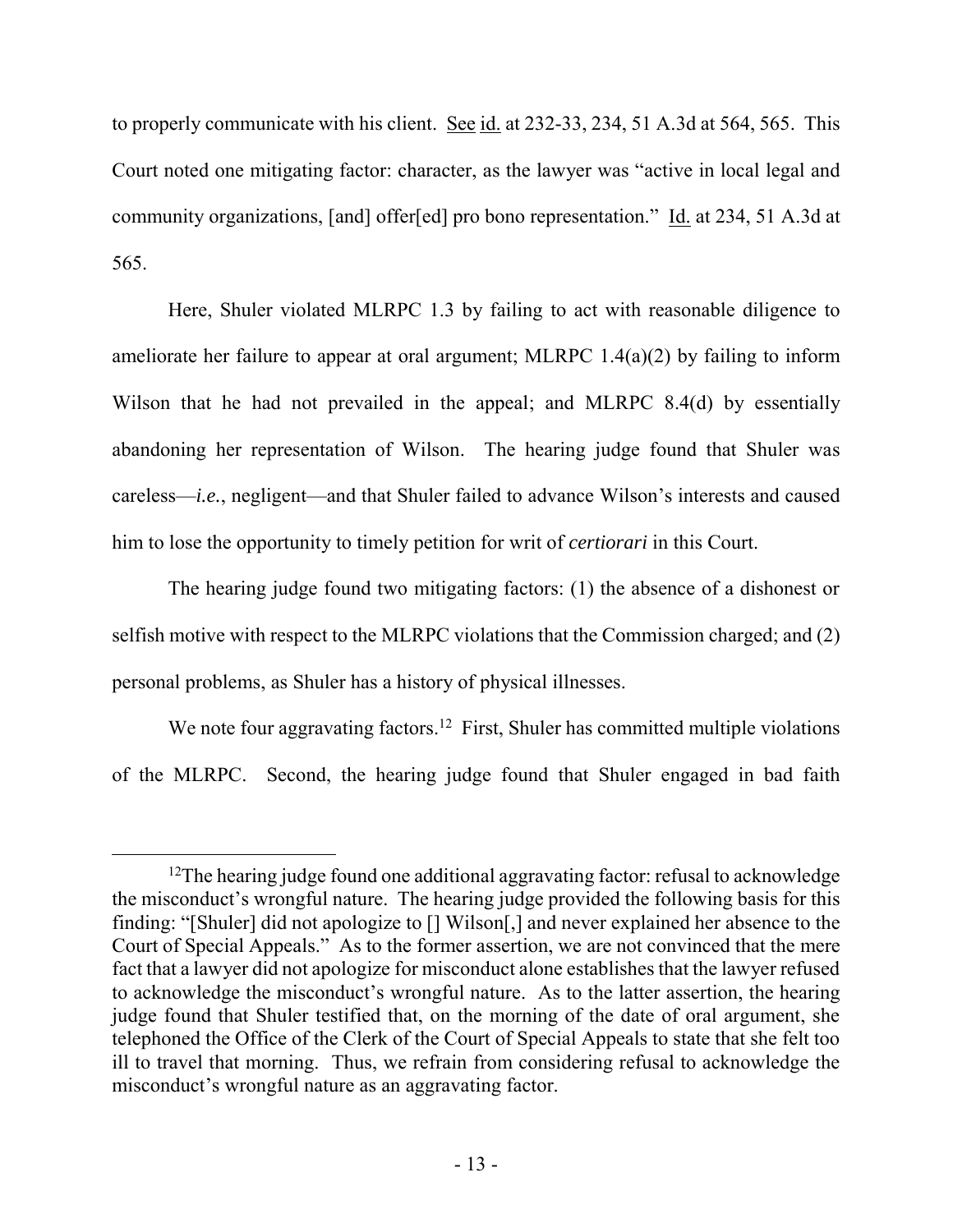to properly communicate with his client. See id. at 232-33, 234, 51 A.3d at 564, 565. This Court noted one mitigating factor: character, as the lawyer was "active in local legal and community organizations, [and] offer[ed] pro bono representation." Id. at 234, 51 A.3d at 565.

Here, Shuler violated MLRPC 1.3 by failing to act with reasonable diligence to ameliorate her failure to appear at oral argument; MLRPC 1.4(a)(2) by failing to inform Wilson that he had not prevailed in the appeal; and MLRPC 8.4(d) by essentially abandoning her representation of Wilson. The hearing judge found that Shuler was careless—*i.e.*, negligent—and that Shuler failed to advance Wilson's interests and caused him to lose the opportunity to timely petition for writ of *certiorari* in this Court.

The hearing judge found two mitigating factors: (1) the absence of a dishonest or selfish motive with respect to the MLRPC violations that the Commission charged; and (2) personal problems, as Shuler has a history of physical illnesses.

We note four aggravating factors.[12] First, Shuler has committed multiple violations of the MLRPC. Second, the hearing judge found that Shuler engaged in bad faith

---

[12]The hearing judge found one additional aggravating factor: refusal to acknowledge the misconduct's wrongful nature. The hearing judge provided the following basis for this finding: "[Shuler] did not apologize to [] Wilson[,] and never explained her absence to the Court of Special Appeals." As to the former assertion, we are not convinced that the mere fact that a lawyer did not apologize for misconduct alone establishes that the lawyer refused to acknowledge the misconduct's wrongful nature. As to the latter assertion, the hearing judge found that Shuler testified that, on the morning of the date of oral argument, she telephoned the Office of the Clerk of the Court of Special Appeals to state that she felt too ill to travel that morning. Thus, we refrain from considering refusal to acknowledge the misconduct's wrongful nature as an aggravating factor.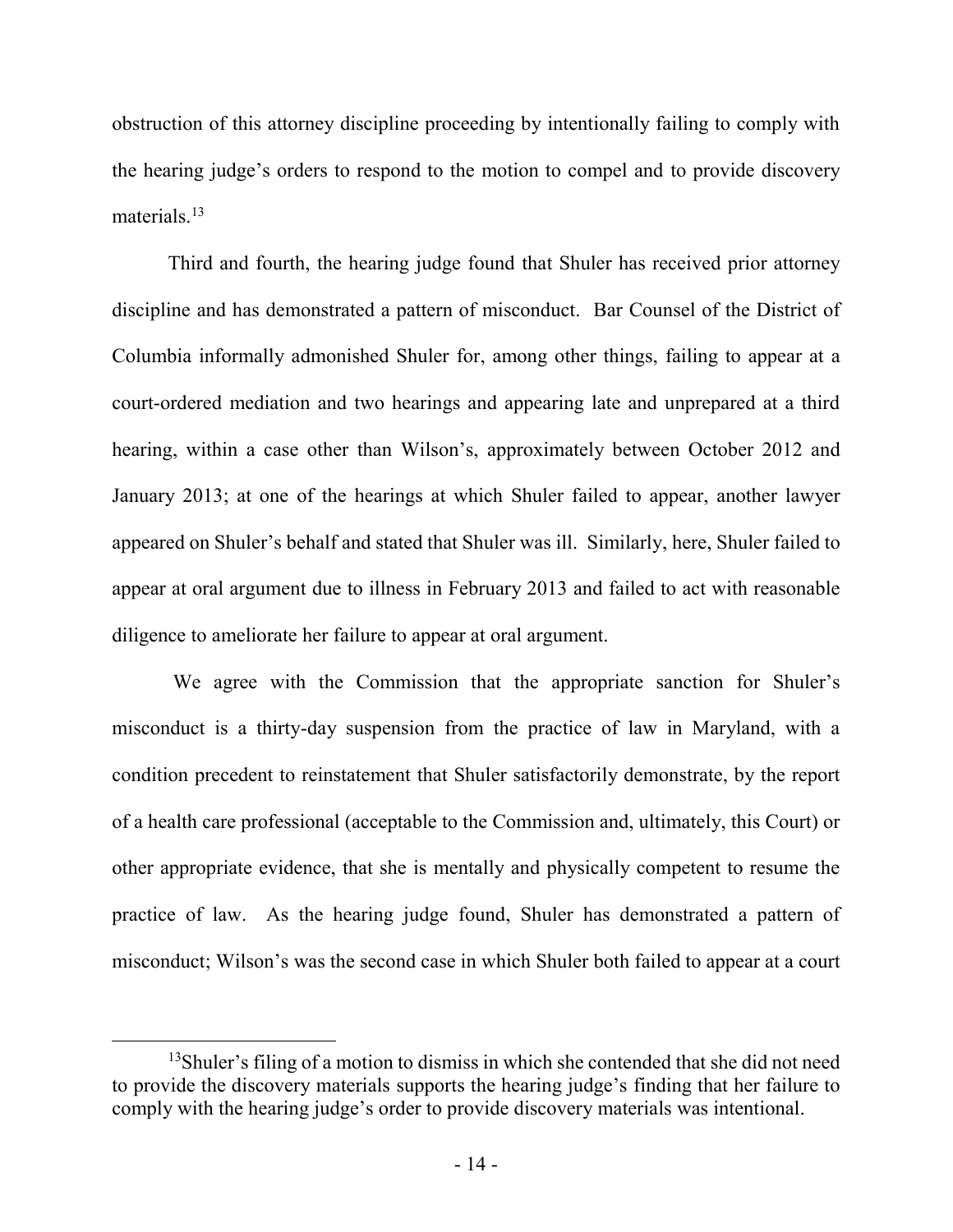obstruction of this attorney discipline proceeding by intentionally failing to comply with the hearing judge's orders to respond to the motion to compel and to provide discovery materials.[13]

Third and fourth, the hearing judge found that Shuler has received prior attorney discipline and has demonstrated a pattern of misconduct. Bar Counsel of the District of Columbia informally admonished Shuler for, among other things, failing to appear at a court-ordered mediation and two hearings and appearing late and unprepared at a third hearing, within a case other than Wilson's, approximately between October 2012 and January 2013; at one of the hearings at which Shuler failed to appear, another lawyer appeared on Shuler's behalf and stated that Shuler was ill. Similarly, here, Shuler failed to appear at oral argument due to illness in February 2013 and failed to act with reasonable diligence to ameliorate her failure to appear at oral argument.

We agree with the Commission that the appropriate sanction for Shuler's misconduct is a thirty-day suspension from the practice of law in Maryland, with a condition precedent to reinstatement that Shuler satisfactorily demonstrate, by the report of a health care professional (acceptable to the Commission and, ultimately, this Court) or other appropriate evidence, that she is mentally and physically competent to resume the practice of law. As the hearing judge found, Shuler has demonstrated a pattern of misconduct; Wilson's was the second case in which Shuler both failed to appear at a court

[13] Shuler's filing of a motion to dismiss in which she contended that she did not need to provide the discovery materials supports the hearing judge's finding that her failure to comply with the hearing judge's order to provide discovery materials was intentional.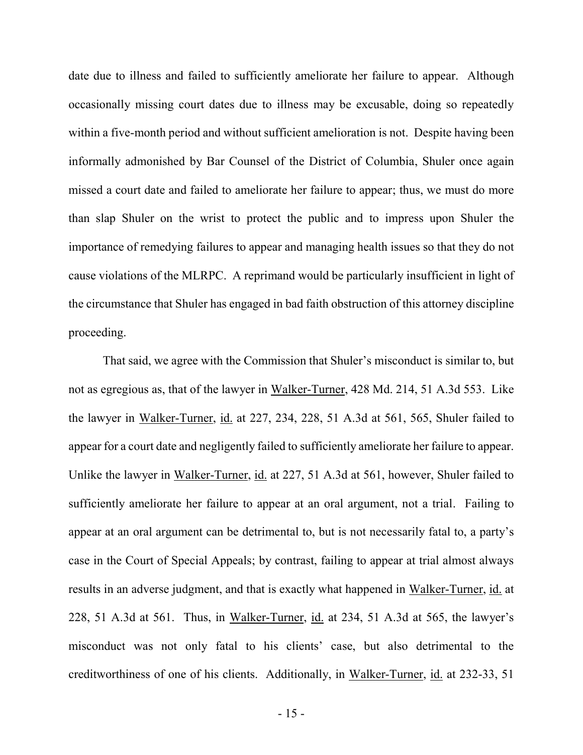date due to illness and failed to sufficiently ameliorate her failure to appear. Although occasionally missing court dates due to illness may be excusable, doing so repeatedly within a five-month period and without sufficient amelioration is not. Despite having been informally admonished by Bar Counsel of the District of Columbia, Shuler once again missed a court date and failed to ameliorate her failure to appear; thus, we must do more than slap Shuler on the wrist to protect the public and to impress upon Shuler the importance of remedying failures to appear and managing health issues so that they do not cause violations of the MLRPC. A reprimand would be particularly insufficient in light of the circumstance that Shuler has engaged in bad faith obstruction of this attorney discipline proceeding.

That said, we agree with the Commission that Shuler's misconduct is similar to, but not as egregious as, that of the lawyer in Walker-Turner, 428 Md. 214, 51 A.3d 553. Like the lawyer in Walker-Turner, id. at 227, 234, 228, 51 A.3d at 561, 565, Shuler failed to appear for a court date and negligently failed to sufficiently ameliorate her failure to appear. Unlike the lawyer in Walker-Turner, id. at 227, 51 A.3d at 561, however, Shuler failed to sufficiently ameliorate her failure to appear at an oral argument, not a trial. Failing to appear at an oral argument can be detrimental to, but is not necessarily fatal to, a party's case in the Court of Special Appeals; by contrast, failing to appear at trial almost always results in an adverse judgment, and that is exactly what happened in Walker-Turner, id. at 228, 51 A.3d at 561. Thus, in Walker-Turner, id. at 234, 51 A.3d at 565, the lawyer's misconduct was not only fatal to his clients' case, but also detrimental to the creditworthiness of one of his clients. Additionally, in Walker-Turner, id. at 232-33, 51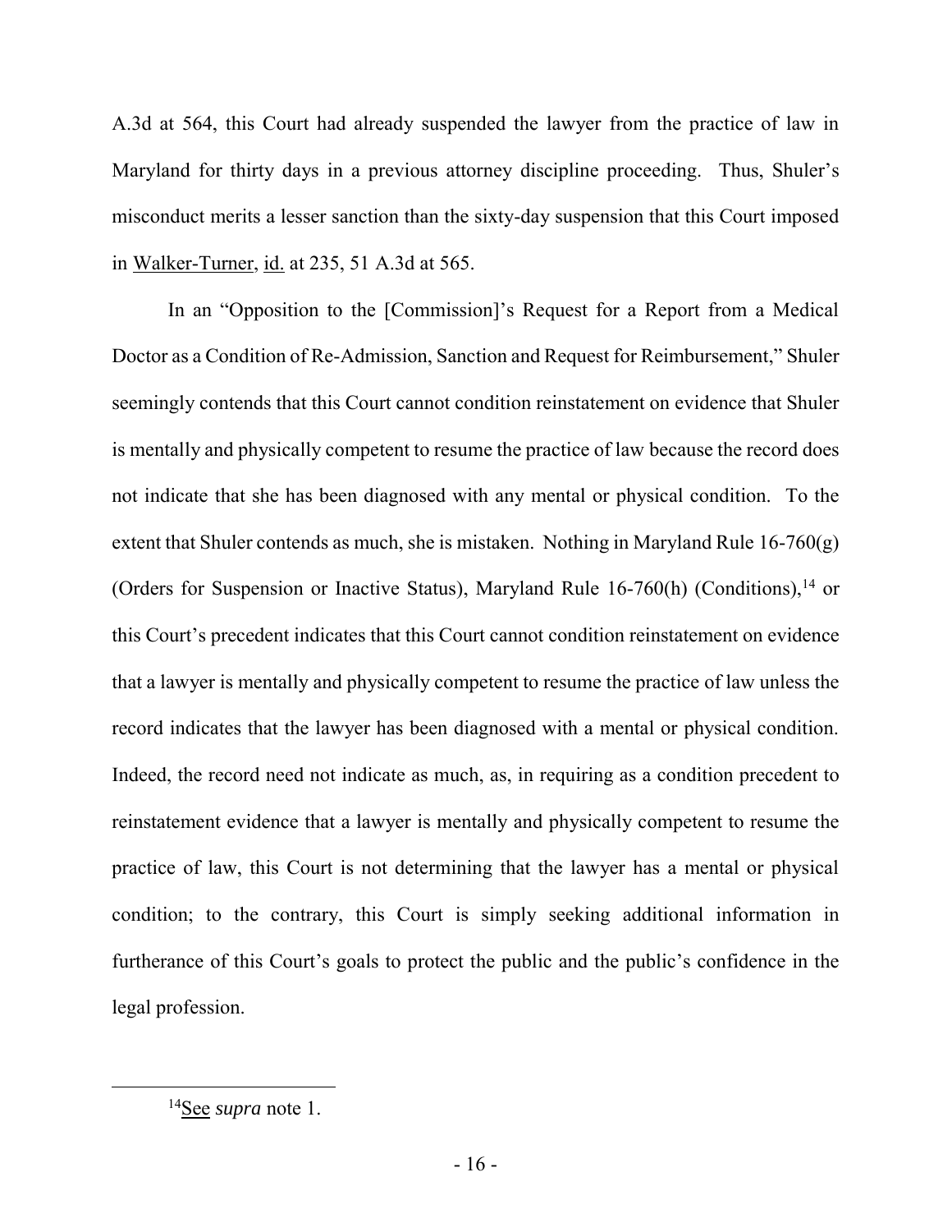A.3d at 564, this Court had already suspended the lawyer from the practice of law in Maryland for thirty days in a previous attorney discipline proceeding. Thus, Shuler's misconduct merits a lesser sanction than the sixty-day suspension that this Court imposed in Walker-Turner, id. at 235, 51 A.3d at 565.

In an "Opposition to the [Commission]'s Request for a Report from a Medical Doctor as a Condition of Re-Admission, Sanction and Request for Reimbursement," Shuler seemingly contends that this Court cannot condition reinstatement on evidence that Shuler is mentally and physically competent to resume the practice of law because the record does not indicate that she has been diagnosed with any mental or physical condition. To the extent that Shuler contends as much, she is mistaken. Nothing in Maryland Rule 16-760(g) (Orders for Suspension or Inactive Status), Maryland Rule 16-760(h) (Conditions),[14] or this Court's precedent indicates that this Court cannot condition reinstatement on evidence that a lawyer is mentally and physically competent to resume the practice of law unless the record indicates that the lawyer has been diagnosed with a mental or physical condition. Indeed, the record need not indicate as much, as, in requiring as a condition precedent to reinstatement evidence that a lawyer is mentally and physically competent to resume the practice of law, this Court is not determining that the lawyer has a mental or physical condition; to the contrary, this Court is simply seeking additional information in furtherance of this Court's goals to protect the public and the public's confidence in the legal profession.

---

[14]See *supra* note 1.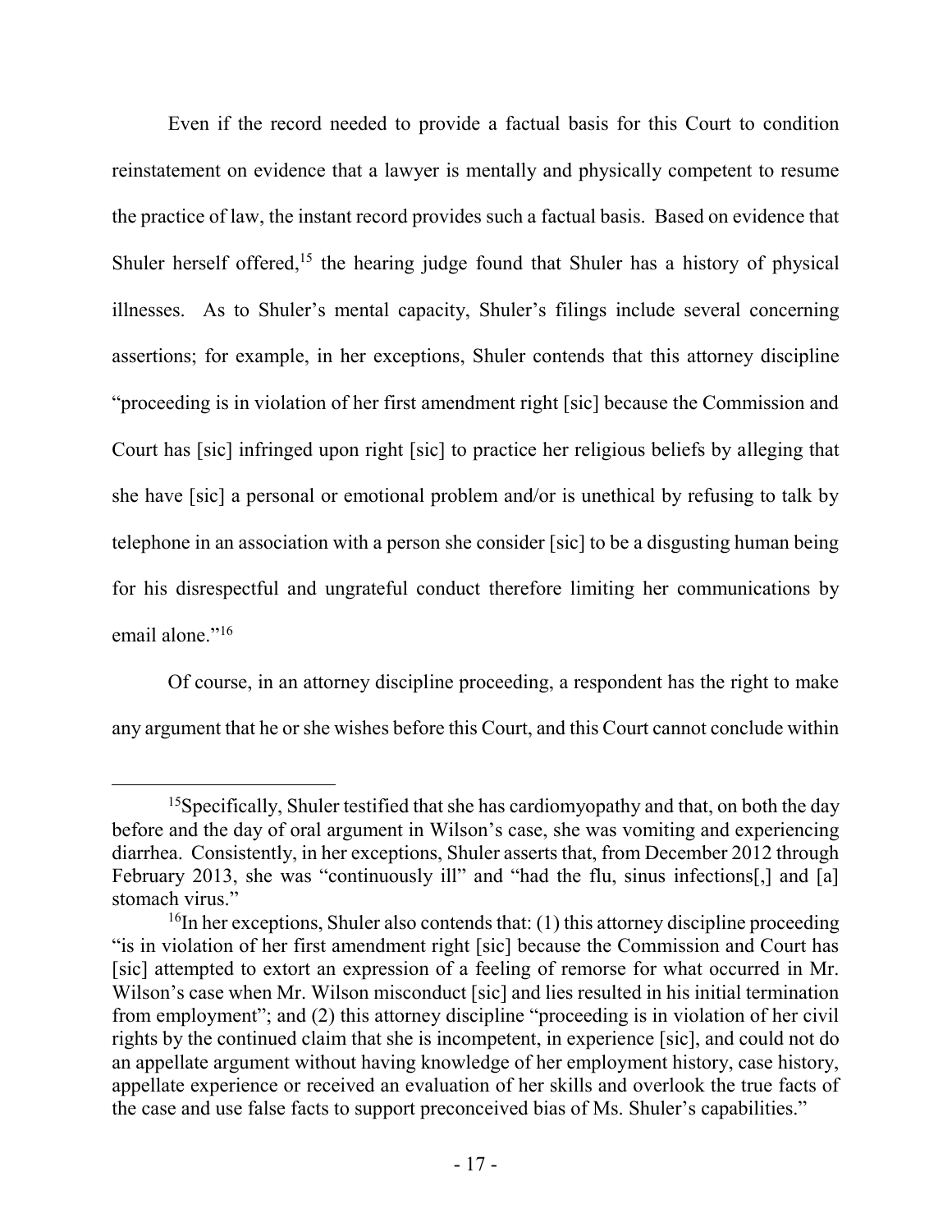Even if the record needed to provide a factual basis for this Court to condition reinstatement on evidence that a lawyer is mentally and physically competent to resume the practice of law, the instant record provides such a factual basis. Based on evidence that Shuler herself offered,[15] the hearing judge found that Shuler has a history of physical illnesses. As to Shuler's mental capacity, Shuler's filings include several concerning assertions; for example, in her exceptions, Shuler contends that this attorney discipline "proceeding is in violation of her first amendment right [sic] because the Commission and Court has [sic] infringed upon right [sic] to practice her religious beliefs by alleging that she have [sic] a personal or emotional problem and/or is unethical by refusing to talk by telephone in an association with a person she consider [sic] to be a disgusting human being for his disrespectful and ungrateful conduct therefore limiting her communications by email alone."[16]

Of course, in an attorney discipline proceeding, a respondent has the right to make any argument that he or she wishes before this Court, and this Court cannot conclude within

---

[15]Specifically, Shuler testified that she has cardiomyopathy and that, on both the day before and the day of oral argument in Wilson's case, she was vomiting and experiencing diarrhea. Consistently, in her exceptions, Shuler asserts that, from December 2012 through February 2013, she was "continuously ill" and "had the flu, sinus infections[,] and [a] stomach virus."

[16]In her exceptions, Shuler also contends that: (1) this attorney discipline proceeding "is in violation of her first amendment right [sic] because the Commission and Court has [sic] attempted to extort an expression of a feeling of remorse for what occurred in Mr. Wilson's case when Mr. Wilson misconduct [sic] and lies resulted in his initial termination from employment"; and (2) this attorney discipline "proceeding is in violation of her civil rights by the continued claim that she is incompetent, in experience [sic], and could not do an appellate argument without having knowledge of her employment history, case history, appellate experience or received an evaluation of her skills and overlook the true facts of the case and use false facts to support preconceived bias of Ms. Shuler's capabilities."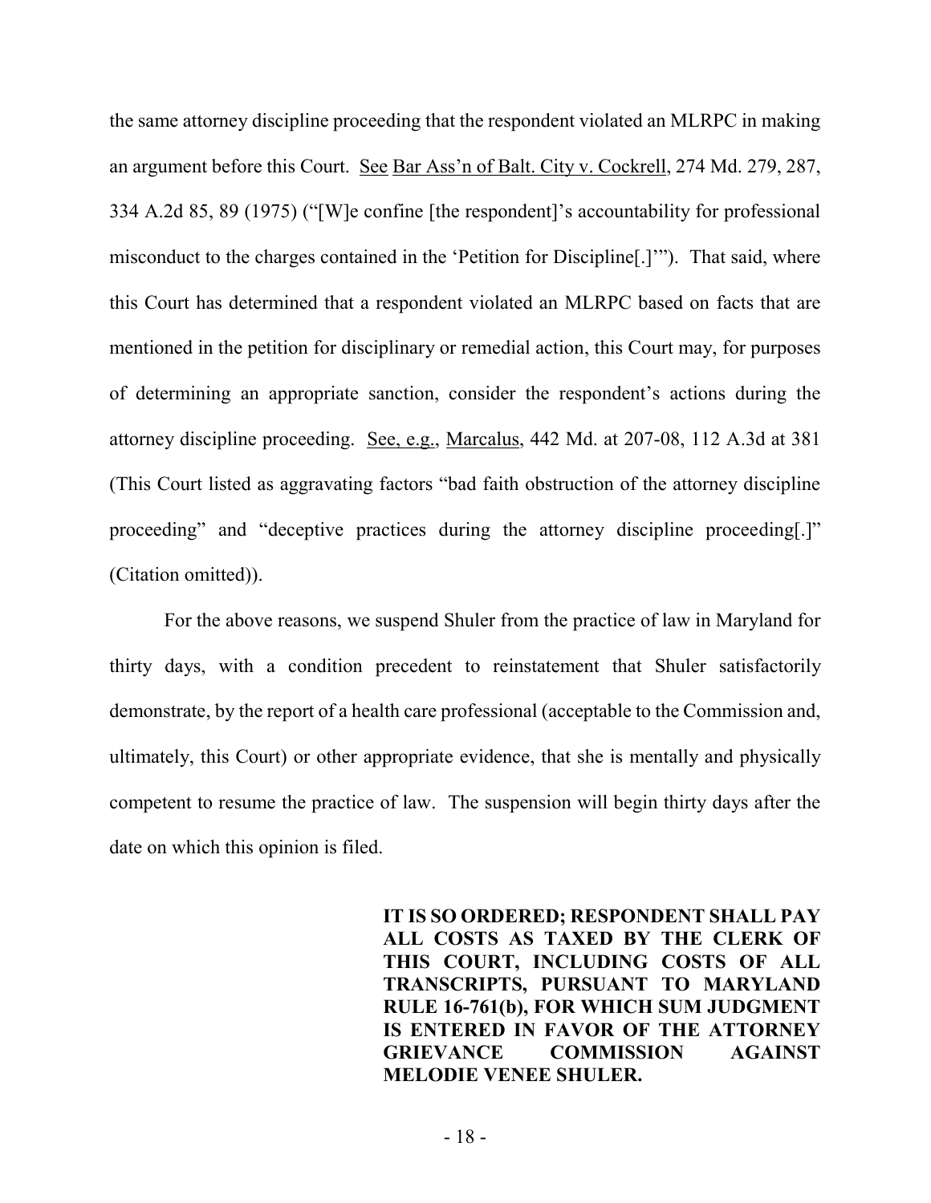the same attorney discipline proceeding that the respondent violated an MLRPC in making an argument before this Court. See Bar Ass'n of Balt. City v. Cockrell, 274 Md. 279, 287, 334 A.2d 85, 89 (1975) ("[W]e confine [the respondent]'s accountability for professional misconduct to the charges contained in the 'Petition for Discipline[.]'"). That said, where this Court has determined that a respondent violated an MLRPC based on facts that are mentioned in the petition for disciplinary or remedial action, this Court may, for purposes of determining an appropriate sanction, consider the respondent's actions during the attorney discipline proceeding. See, e.g., Marcalus, 442 Md. at 207-08, 112 A.3d at 381 (This Court listed as aggravating factors "bad faith obstruction of the attorney discipline proceeding" and "deceptive practices during the attorney discipline proceeding[.]" (Citation omitted)).

For the above reasons, we suspend Shuler from the practice of law in Maryland for thirty days, with a condition precedent to reinstatement that Shuler satisfactorily demonstrate, by the report of a health care professional (acceptable to the Commission and, ultimately, this Court) or other appropriate evidence, that she is mentally and physically competent to resume the practice of law. The suspension will begin thirty days after the date on which this opinion is filed.

**IT IS SO ORDERED; RESPONDENT SHALL PAY ALL COSTS AS TAXED BY THE CLERK OF THIS COURT, INCLUDING COSTS OF ALL TRANSCRIPTS, PURSUANT TO MARYLAND RULE 16-761(b), FOR WHICH SUM JUDGMENT IS ENTERED IN FAVOR OF THE ATTORNEY GRIEVANCE COMMISSION AGAINST MELODIE VENEE SHULER.**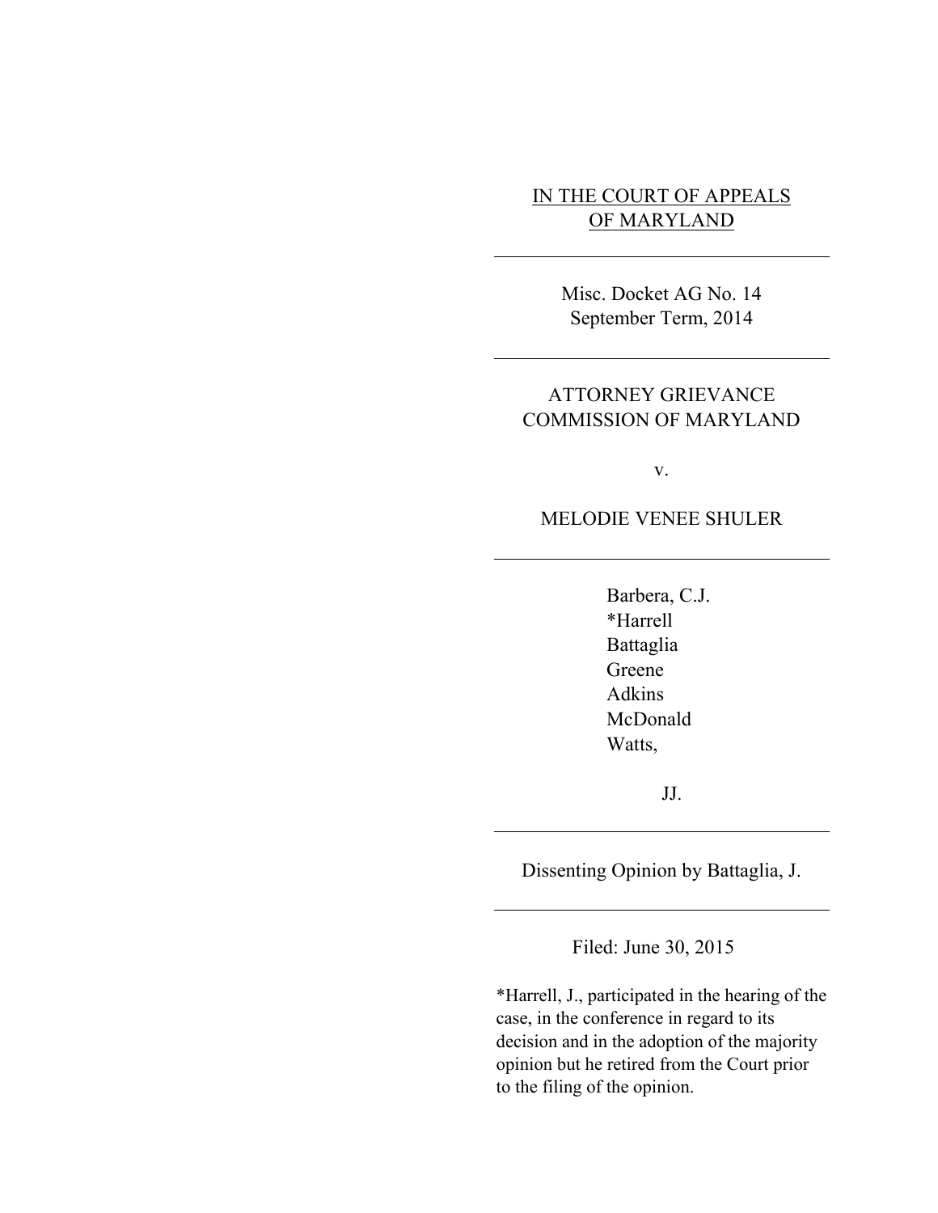IN THE COURT OF APPEALS
OF MARYLAND

---

Misc. Docket AG No. 14
September Term, 2014

---

ATTORNEY GRIEVANCE
COMMISSION OF MARYLAND

v.

MELODIE VENEE SHULER

---

Barbera, C.J.
*Harrell
Battaglia
Greene
Adkins
McDonald
Watts,

JJ.

---

Dissenting Opinion by Battaglia, J.

---

Filed: June 30, 2015

*Harrell, J., participated in the hearing of the case, in the conference in regard to its decision and in the adoption of the majority opinion but he retired from the Court prior to the filing of the opinion.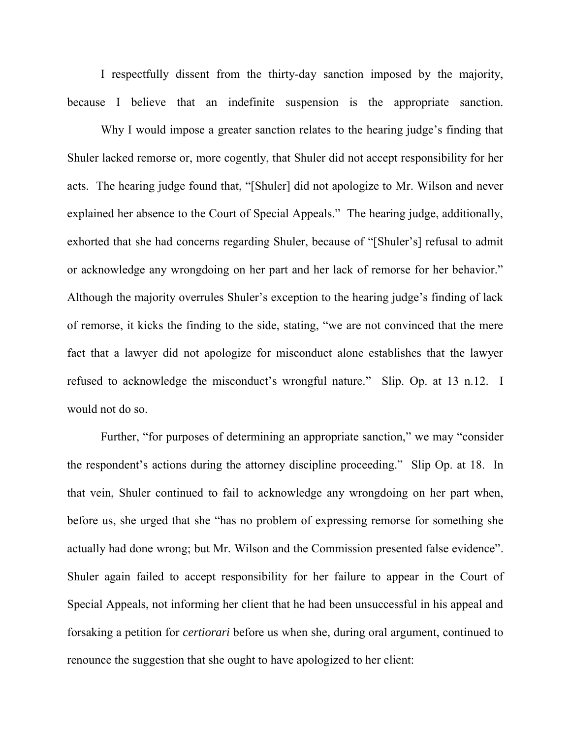I respectfully dissent from the thirty-day sanction imposed by the majority, because I believe that an indefinite suspension is the appropriate sanction.

Why I would impose a greater sanction relates to the hearing judge's finding that Shuler lacked remorse or, more cogently, that Shuler did not accept responsibility for her acts. The hearing judge found that, "[Shuler] did not apologize to Mr. Wilson and never explained her absence to the Court of Special Appeals." The hearing judge, additionally, exhorted that she had concerns regarding Shuler, because of "[Shuler's] refusal to admit or acknowledge any wrongdoing on her part and her lack of remorse for her behavior." Although the majority overrules Shuler's exception to the hearing judge's finding of lack of remorse, it kicks the finding to the side, stating, "we are not convinced that the mere fact that a lawyer did not apologize for misconduct alone establishes that the lawyer refused to acknowledge the misconduct's wrongful nature." Slip. Op. at 13 n.12. I would not do so.

Further, "for purposes of determining an appropriate sanction," we may "consider the respondent's actions during the attorney discipline proceeding." Slip Op. at 18. In that vein, Shuler continued to fail to acknowledge any wrongdoing on her part when, before us, she urged that she "has no problem of expressing remorse for something she actually had done wrong; but Mr. Wilson and the Commission presented false evidence". Shuler again failed to accept responsibility for her failure to appear in the Court of Special Appeals, not informing her client that he had been unsuccessful in his appeal and forsaking a petition for *certiorari* before us when she, during oral argument, continued to renounce the suggestion that she ought to have apologized to her client: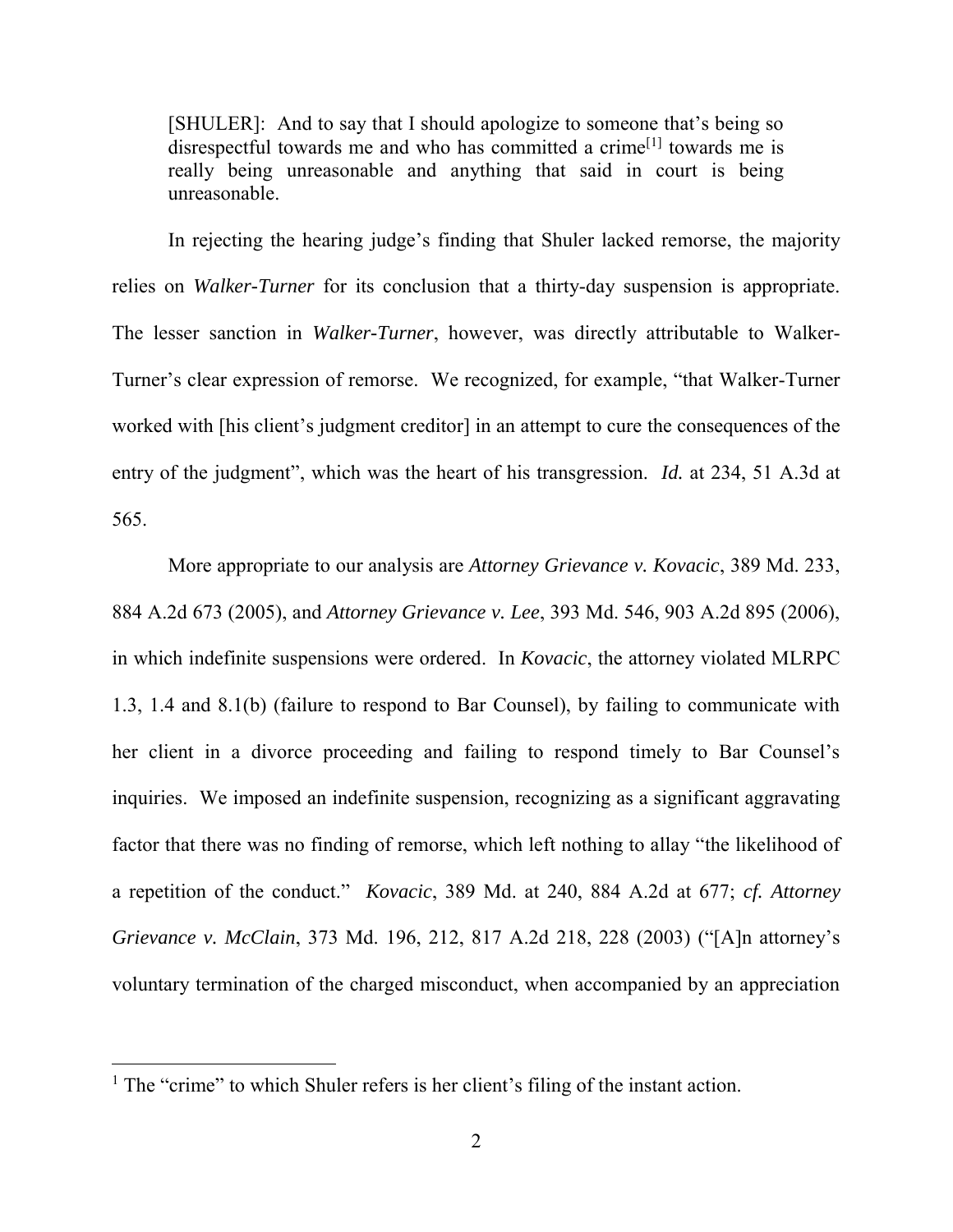> [SHULER]: And to say that I should apologize to someone that's being so disrespectful towards me and who has committed a crime[1] towards me is really being unreasonable and anything that said in court is being unreasonable.

In rejecting the hearing judge's finding that Shuler lacked remorse, the majority relies on *Walker-Turner* for its conclusion that a thirty-day suspension is appropriate. The lesser sanction in *Walker-Turner*, however, was directly attributable to Walker-Turner's clear expression of remorse. We recognized, for example, "that Walker-Turner worked with [his client's judgment creditor] in an attempt to cure the consequences of the entry of the judgment", which was the heart of his transgression. *Id.* at 234, 51 A.3d at 565.

More appropriate to our analysis are *Attorney Grievance v. Kovacic*, 389 Md. 233, 884 A.2d 673 (2005), and *Attorney Grievance v. Lee*, 393 Md. 546, 903 A.2d 895 (2006), in which indefinite suspensions were ordered. In *Kovacic*, the attorney violated MLRPC 1.3, 1.4 and 8.1(b) (failure to respond to Bar Counsel), by failing to communicate with her client in a divorce proceeding and failing to respond timely to Bar Counsel's inquiries. We imposed an indefinite suspension, recognizing as a significant aggravating factor that there was no finding of remorse, which left nothing to allay "the likelihood of a repetition of the conduct." *Kovacic*, 389 Md. at 240, 884 A.2d at 677; *cf. Attorney Grievance v. McClain*, 373 Md. 196, 212, 817 A.2d 218, 228 (2003) ("[A]n attorney's voluntary termination of the charged misconduct, when accompanied by an appreciation

[1] The "crime" to which Shuler refers is her client's filing of the instant action.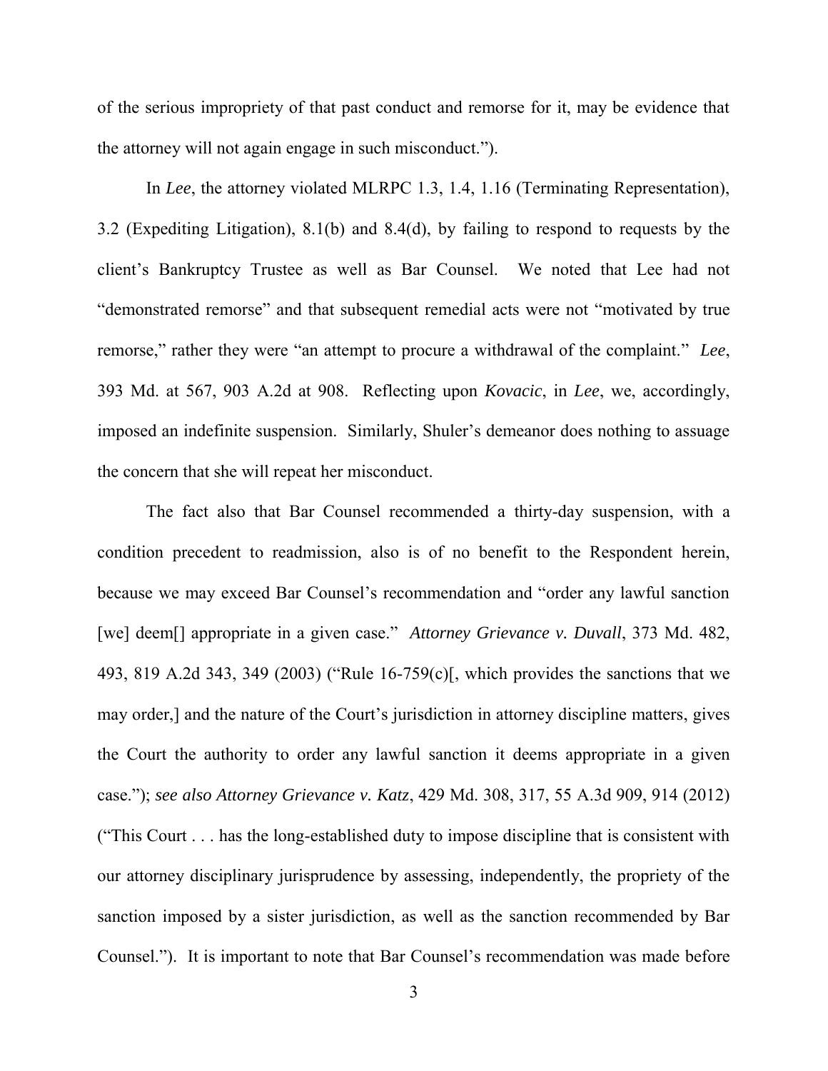of the serious impropriety of that past conduct and remorse for it, may be evidence that the attorney will not again engage in such misconduct.").

In *Lee*, the attorney violated MLRPC 1.3, 1.4, 1.16 (Terminating Representation), 3.2 (Expediting Litigation), 8.1(b) and 8.4(d), by failing to respond to requests by the client's Bankruptcy Trustee as well as Bar Counsel. We noted that Lee had not "demonstrated remorse" and that subsequent remedial acts were not "motivated by true remorse," rather they were "an attempt to procure a withdrawal of the complaint." *Lee*, 393 Md. at 567, 903 A.2d at 908. Reflecting upon *Kovacic*, in *Lee*, we, accordingly, imposed an indefinite suspension. Similarly, Shuler's demeanor does nothing to assuage the concern that she will repeat her misconduct.

The fact also that Bar Counsel recommended a thirty-day suspension, with a condition precedent to readmission, also is of no benefit to the Respondent herein, because we may exceed Bar Counsel's recommendation and "order any lawful sanction [we] deem[] appropriate in a given case." *Attorney Grievance v. Duvall*, 373 Md. 482, 493, 819 A.2d 343, 349 (2003) ("Rule 16-759(c)[, which provides the sanctions that we may order,] and the nature of the Court's jurisdiction in attorney discipline matters, gives the Court the authority to order any lawful sanction it deems appropriate in a given case."); *see also Attorney Grievance v. Katz*, 429 Md. 308, 317, 55 A.3d 909, 914 (2012) ("This Court . . . has the long-established duty to impose discipline that is consistent with our attorney disciplinary jurisprudence by assessing, independently, the propriety of the sanction imposed by a sister jurisdiction, as well as the sanction recommended by Bar Counsel."). It is important to note that Bar Counsel's recommendation was made before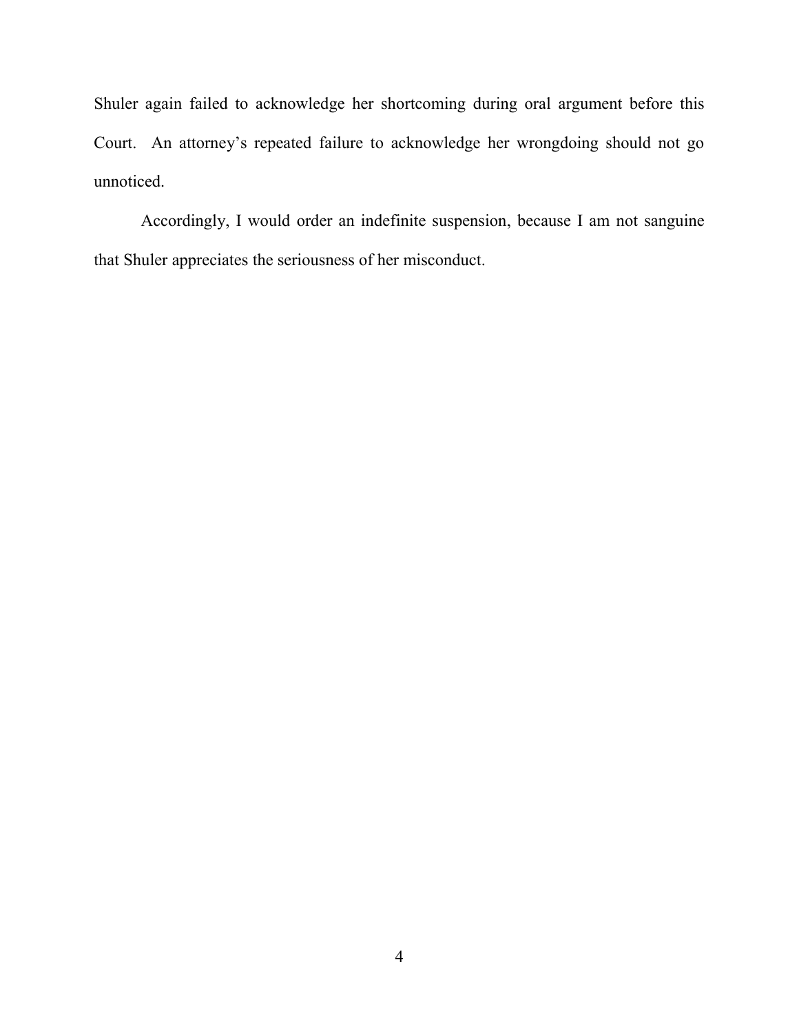Shuler again failed to acknowledge her shortcoming during oral argument before this Court. An attorney's repeated failure to acknowledge her wrongdoing should not go unnoticed.

Accordingly, I would order an indefinite suspension, because I am not sanguine that Shuler appreciates the seriousness of her misconduct.